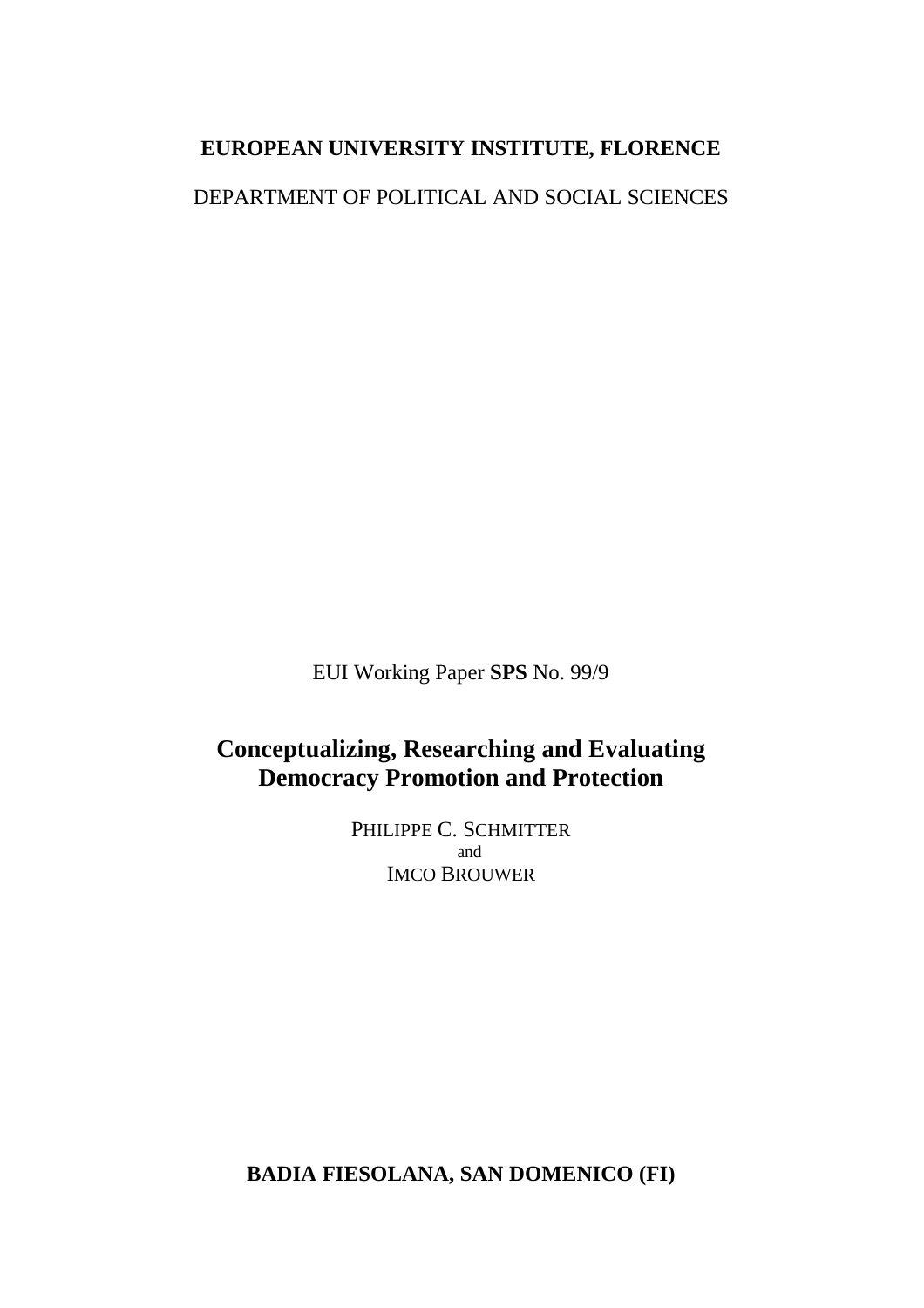**EUROPEAN UNIVERSITY INSTITUTE, FLORENCE**

DEPARTMENT OF POLITICAL AND SOCIAL SCIENCES

EUI Working Paper **SPS** No. 99/9

# Conceptualizing, Researching and Evaluating Democracy Promotion and Protection

PHILIPPE C. SCHMITTER

and

IMCO BROUWER

**BADIA FIESOLANA, SAN DOMENICO (FI)**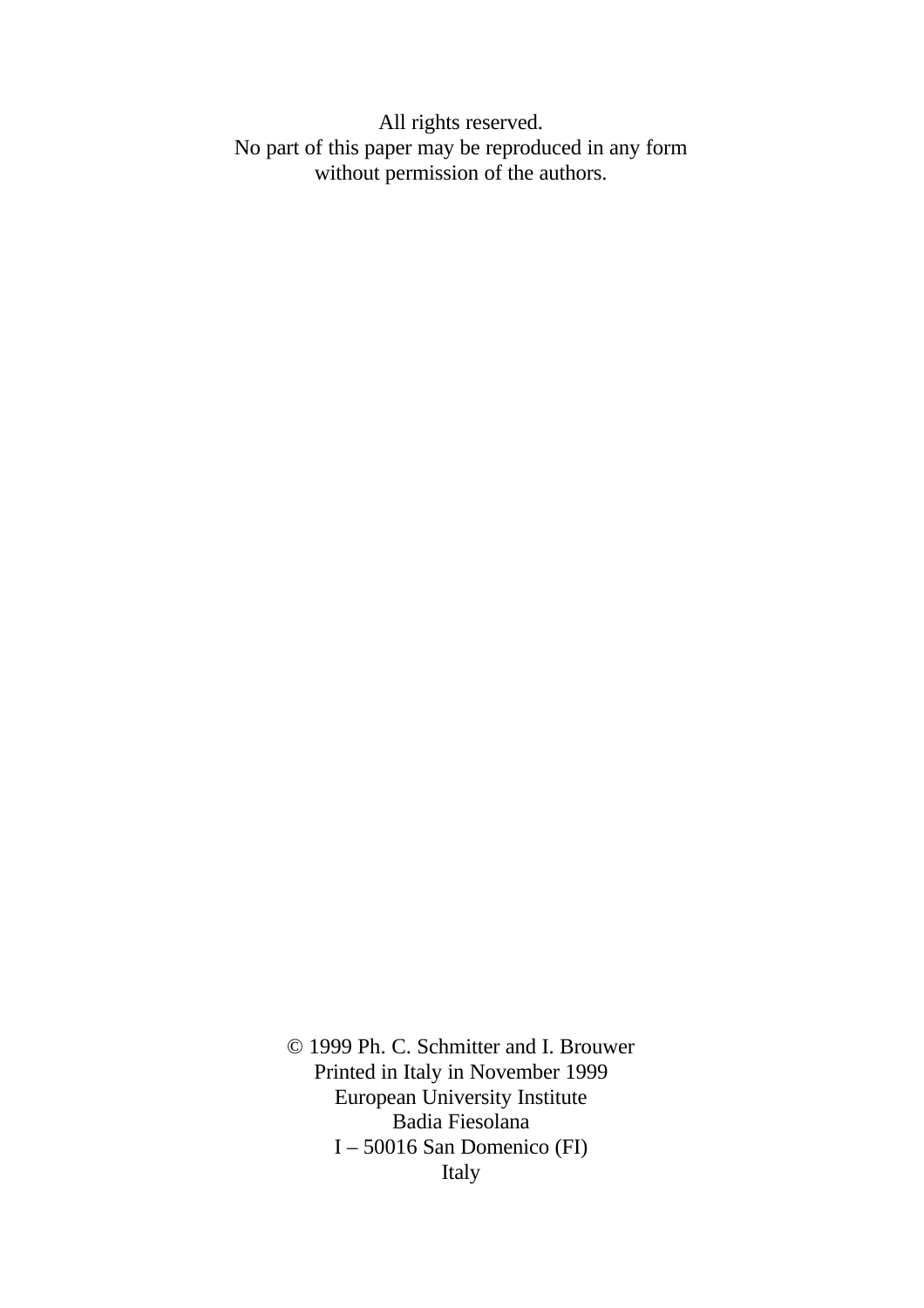All rights reserved.
No part of this paper may be reproduced in any form
without permission of the authors.

© 1999 Ph. C. Schmitter and I. Brouwer
Printed in Italy in November 1999
European University Institute
Badia Fiesolana
I – 50016 San Domenico (FI)
Italy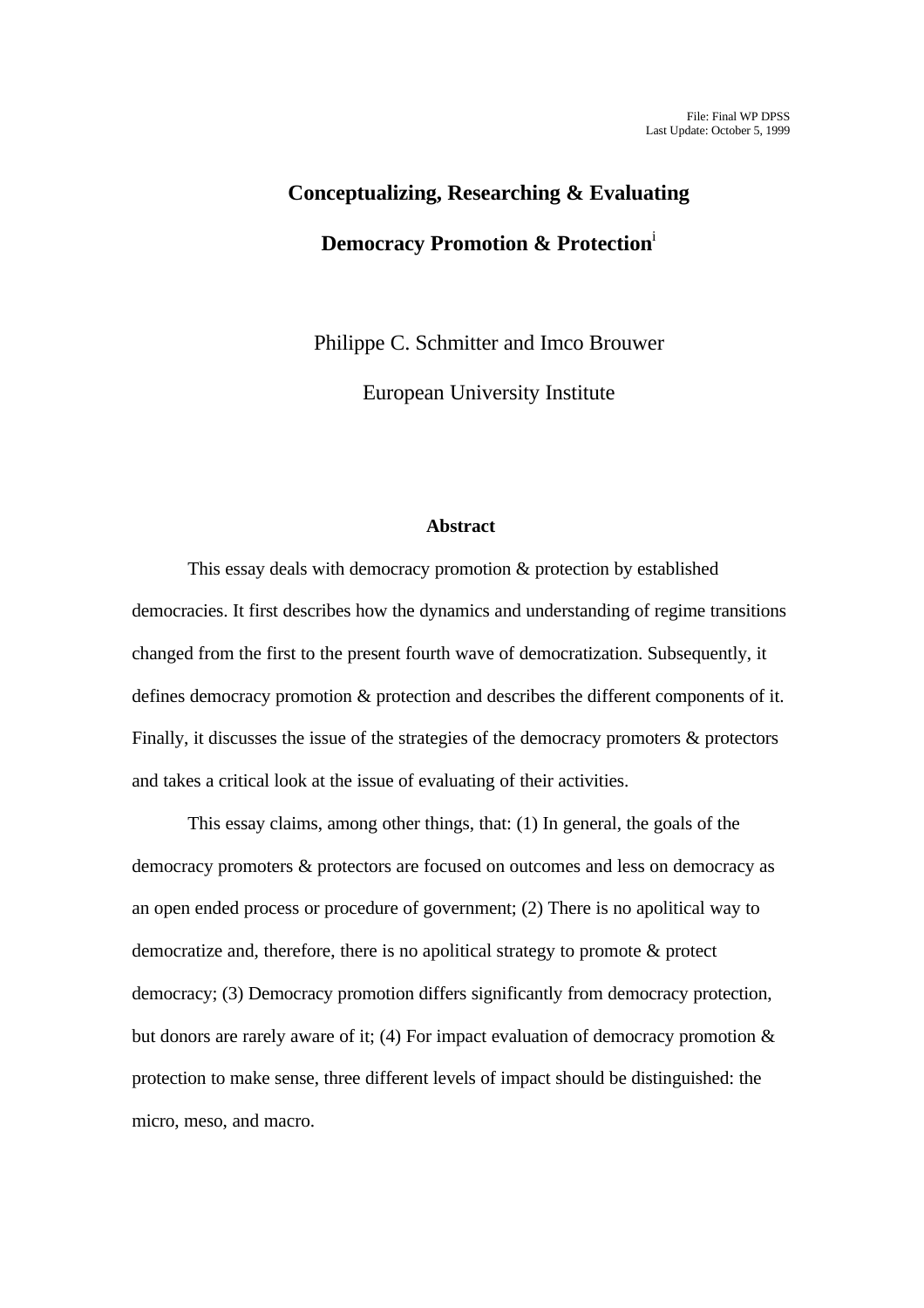File: Final WP DPSS
Last Update: October 5, 1999

# Conceptualizing, Researching & Evaluating Democracy Promotion & Protection[i]

Philippe C. Schmitter and Imco Brouwer

European University Institute

## Abstract

This essay deals with democracy promotion & protection by established democracies. It first describes how the dynamics and understanding of regime transitions changed from the first to the present fourth wave of democratization. Subsequently, it defines democracy promotion & protection and describes the different components of it. Finally, it discusses the issue of the strategies of the democracy promoters & protectors and takes a critical look at the issue of evaluating of their activities.

This essay claims, among other things, that: (1) In general, the goals of the democracy promoters & protectors are focused on outcomes and less on democracy as an open ended process or procedure of government; (2) There is no apolitical way to democratize and, therefore, there is no apolitical strategy to promote & protect democracy; (3) Democracy promotion differs significantly from democracy protection, but donors are rarely aware of it; (4) For impact evaluation of democracy promotion & protection to make sense, three different levels of impact should be distinguished: the micro, meso, and macro.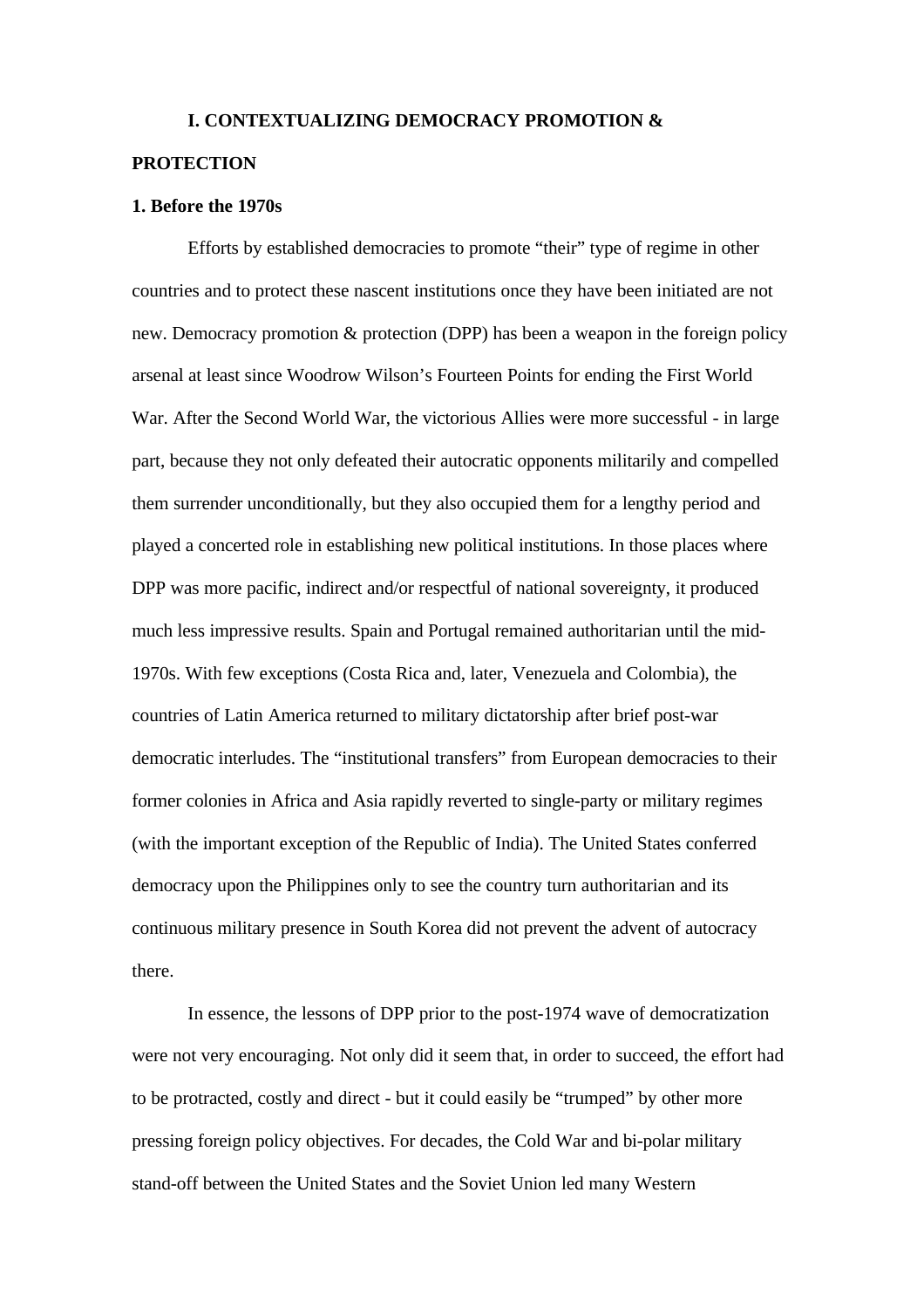# I. CONTEXTUALIZING DEMOCRACY PROMOTION & PROTECTION

## 1. Before the 1970s

Efforts by established democracies to promote "their" type of regime in other countries and to protect these nascent institutions once they have been initiated are not new. Democracy promotion & protection (DPP) has been a weapon in the foreign policy arsenal at least since Woodrow Wilson's Fourteen Points for ending the First World War. After the Second World War, the victorious Allies were more successful - in large part, because they not only defeated their autocratic opponents militarily and compelled them surrender unconditionally, but they also occupied them for a lengthy period and played a concerted role in establishing new political institutions. In those places where DPP was more pacific, indirect and/or respectful of national sovereignty, it produced much less impressive results. Spain and Portugal remained authoritarian until the mid-1970s. With few exceptions (Costa Rica and, later, Venezuela and Colombia), the countries of Latin America returned to military dictatorship after brief post-war democratic interludes. The "institutional transfers" from European democracies to their former colonies in Africa and Asia rapidly reverted to single-party or military regimes (with the important exception of the Republic of India). The United States conferred democracy upon the Philippines only to see the country turn authoritarian and its continuous military presence in South Korea did not prevent the advent of autocracy there.

In essence, the lessons of DPP prior to the post-1974 wave of democratization were not very encouraging. Not only did it seem that, in order to succeed, the effort had to be protracted, costly and direct - but it could easily be "trumped" by other more pressing foreign policy objectives. For decades, the Cold War and bi-polar military stand-off between the United States and the Soviet Union led many Western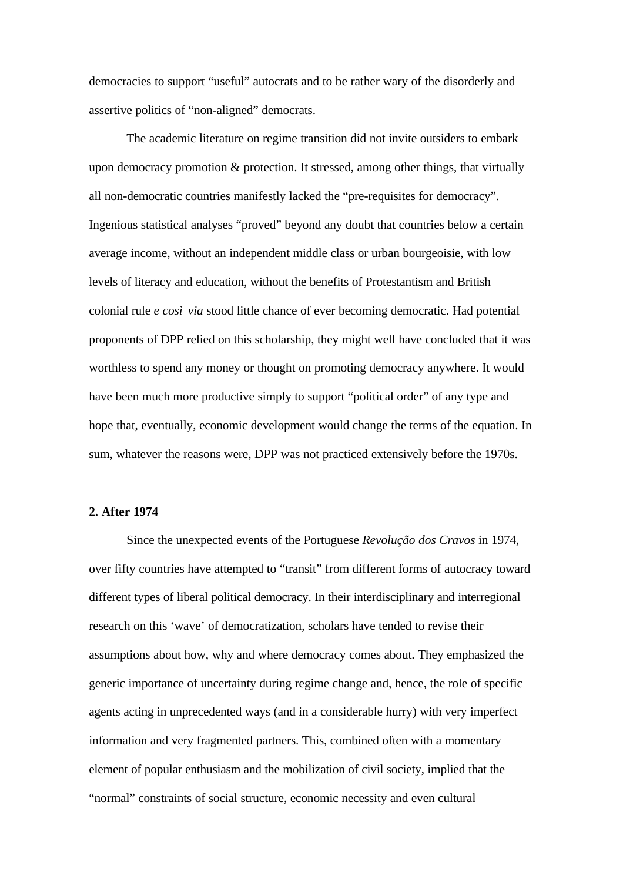democracies to support “useful” autocrats and to be rather wary of the disorderly and assertive politics of “non-aligned” democrats.

The academic literature on regime transition did not invite outsiders to embark upon democracy promotion & protection. It stressed, among other things, that virtually all non-democratic countries manifestly lacked the “pre-requisites for democracy”. Ingenious statistical analyses “proved” beyond any doubt that countries below a certain average income, without an independent middle class or urban bourgeoisie, with low levels of literacy and education, without the benefits of Protestantism and British colonial rule *e così via* stood little chance of ever becoming democratic. Had potential proponents of DPP relied on this scholarship, they might well have concluded that it was worthless to spend any money or thought on promoting democracy anywhere. It would have been much more productive simply to support “political order” of any type and hope that, eventually, economic development would change the terms of the equation. In sum, whatever the reasons were, DPP was not practiced extensively before the 1970s.

## 2. After 1974

Since the unexpected events of the Portuguese *Revolução dos Cravos* in 1974, over fifty countries have attempted to “transit” from different forms of autocracy toward different types of liberal political democracy. In their interdisciplinary and interregional research on this ‘wave’ of democratization, scholars have tended to revise their assumptions about how, why and where democracy comes about. They emphasized the generic importance of uncertainty during regime change and, hence, the role of specific agents acting in unprecedented ways (and in a considerable hurry) with very imperfect information and very fragmented partners. This, combined often with a momentary element of popular enthusiasm and the mobilization of civil society, implied that the “normal” constraints of social structure, economic necessity and even cultural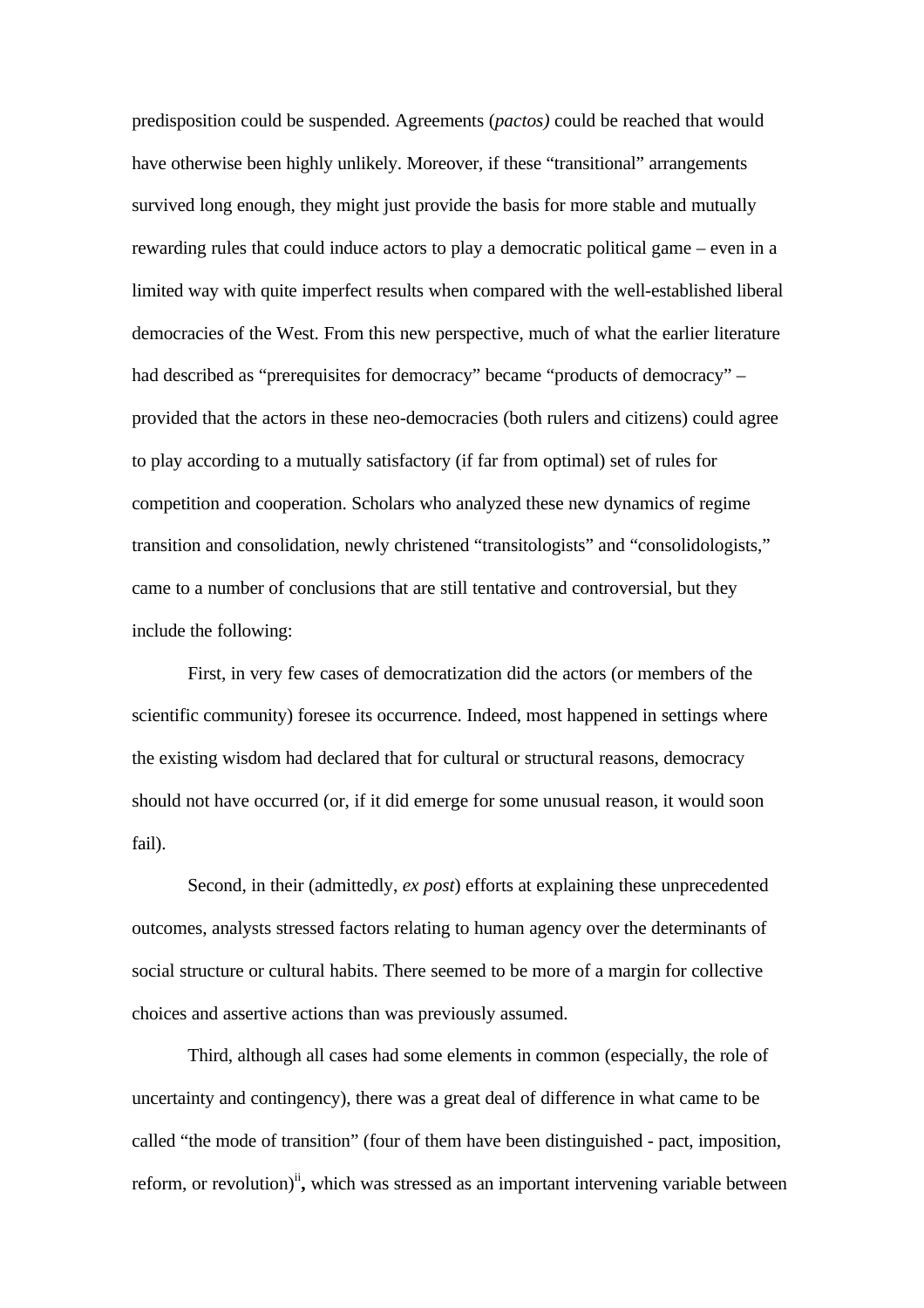predisposition could be suspended. Agreements (*pactos)* could be reached that would have otherwise been highly unlikely. Moreover, if these "transitional" arrangements survived long enough, they might just provide the basis for more stable and mutually rewarding rules that could induce actors to play a democratic political game – even in a limited way with quite imperfect results when compared with the well-established liberal democracies of the West. From this new perspective, much of what the earlier literature had described as "prerequisites for democracy" became "products of democracy" – provided that the actors in these neo-democracies (both rulers and citizens) could agree to play according to a mutually satisfactory (if far from optimal) set of rules for competition and cooperation. Scholars who analyzed these new dynamics of regime transition and consolidation, newly christened "transitologists" and "consolidologists," came to a number of conclusions that are still tentative and controversial, but they include the following:

First, in very few cases of democratization did the actors (or members of the scientific community) foresee its occurrence. Indeed, most happened in settings where the existing wisdom had declared that for cultural or structural reasons, democracy should not have occurred (or, if it did emerge for some unusual reason, it would soon fail).

Second, in their (admittedly, *ex post*) efforts at explaining these unprecedented outcomes, analysts stressed factors relating to human agency over the determinants of social structure or cultural habits. There seemed to be more of a margin for collective choices and assertive actions than was previously assumed.

Third, although all cases had some elements in common (especially, the role of uncertainty and contingency), there was a great deal of difference in what came to be called "the mode of transition" (four of them have been distinguished - pact, imposition, reform, or revolution)[ii], which was stressed as an important intervening variable between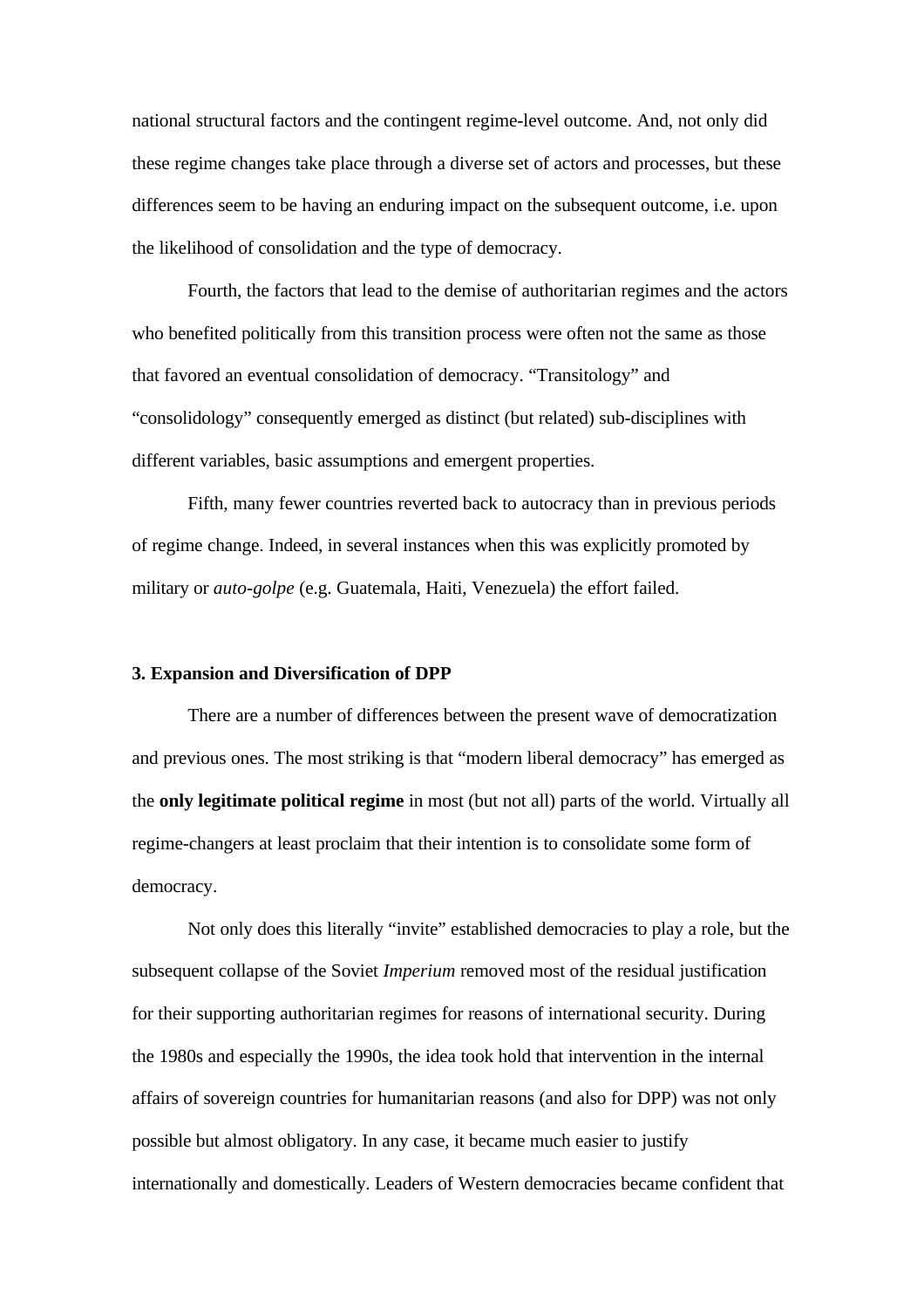national structural factors and the contingent regime-level outcome. And, not only did these regime changes take place through a diverse set of actors and processes, but these differences seem to be having an enduring impact on the subsequent outcome, i.e. upon the likelihood of consolidation and the type of democracy.

Fourth, the factors that lead to the demise of authoritarian regimes and the actors who benefited politically from this transition process were often not the same as those that favored an eventual consolidation of democracy. "Transitology" and "consolidology" consequently emerged as distinct (but related) sub-disciplines with different variables, basic assumptions and emergent properties.

Fifth, many fewer countries reverted back to autocracy than in previous periods of regime change. Indeed, in several instances when this was explicitly promoted by military or *auto-golpe* (e.g. Guatemala, Haiti, Venezuela) the effort failed.

### 3. Expansion and Diversification of DPP

There are a number of differences between the present wave of democratization and previous ones. The most striking is that "modern liberal democracy" has emerged as the **only legitimate political regime** in most (but not all) parts of the world. Virtually all regime-changers at least proclaim that their intention is to consolidate some form of democracy.

Not only does this literally "invite" established democracies to play a role, but the subsequent collapse of the Soviet *Imperium* removed most of the residual justification for their supporting authoritarian regimes for reasons of international security. During the 1980s and especially the 1990s, the idea took hold that intervention in the internal affairs of sovereign countries for humanitarian reasons (and also for DPP) was not only possible but almost obligatory. In any case, it became much easier to justify internationally and domestically. Leaders of Western democracies became confident that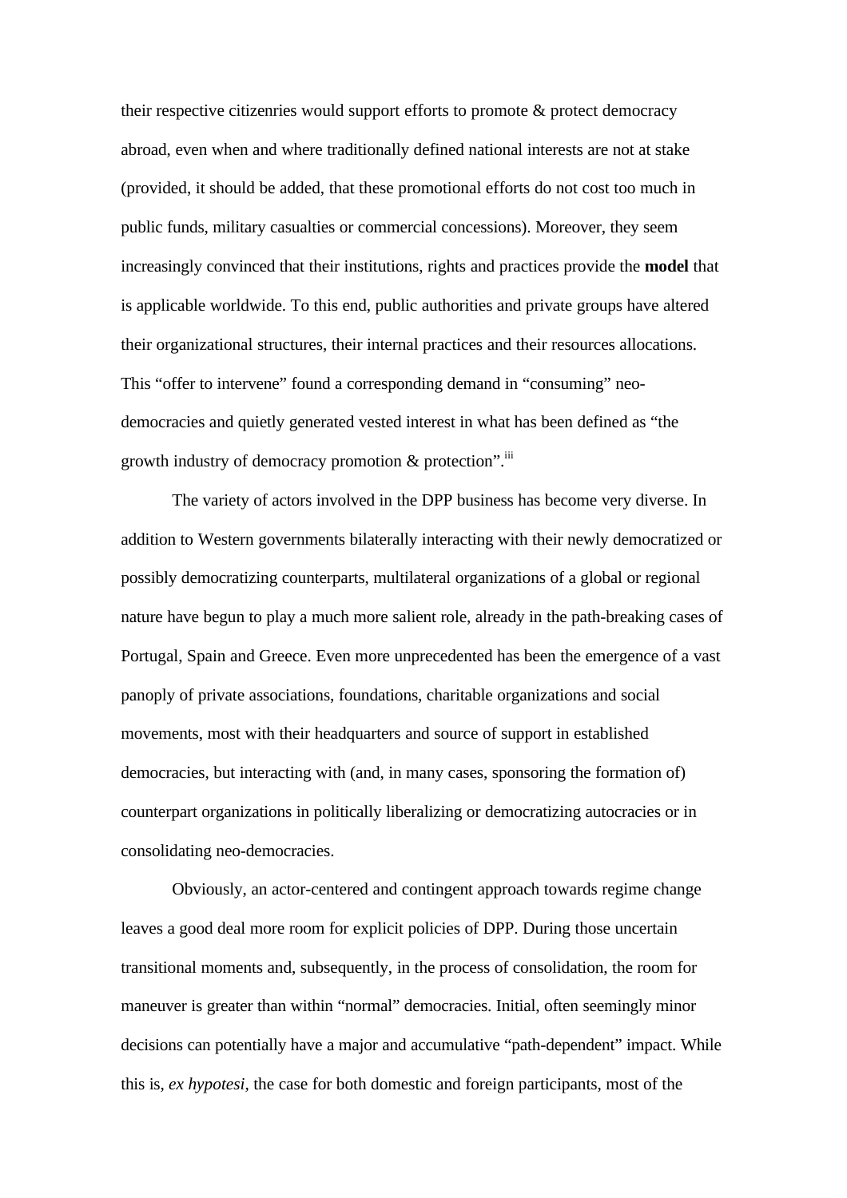their respective citizenries would support efforts to promote & protect democracy abroad, even when and where traditionally defined national interests are not at stake (provided, it should be added, that these promotional efforts do not cost too much in public funds, military casualties or commercial concessions). Moreover, they seem increasingly convinced that their institutions, rights and practices provide the **model** that is applicable worldwide. To this end, public authorities and private groups have altered their organizational structures, their internal practices and their resources allocations. This "offer to intervene" found a corresponding demand in "consuming" neo-democracies and quietly generated vested interest in what has been defined as "the growth industry of democracy promotion & protection".[iii]

The variety of actors involved in the DPP business has become very diverse. In addition to Western governments bilaterally interacting with their newly democratized or possibly democratizing counterparts, multilateral organizations of a global or regional nature have begun to play a much more salient role, already in the path-breaking cases of Portugal, Spain and Greece. Even more unprecedented has been the emergence of a vast panoply of private associations, foundations, charitable organizations and social movements, most with their headquarters and source of support in established democracies, but interacting with (and, in many cases, sponsoring the formation of) counterpart organizations in politically liberalizing or democratizing autocracies or in consolidating neo-democracies.

Obviously, an actor-centered and contingent approach towards regime change leaves a good deal more room for explicit policies of DPP. During those uncertain transitional moments and, subsequently, in the process of consolidation, the room for maneuver is greater than within "normal" democracies. Initial, often seemingly minor decisions can potentially have a major and accumulative "path-dependent" impact. While this is, *ex hypotesi*, the case for both domestic and foreign participants, most of the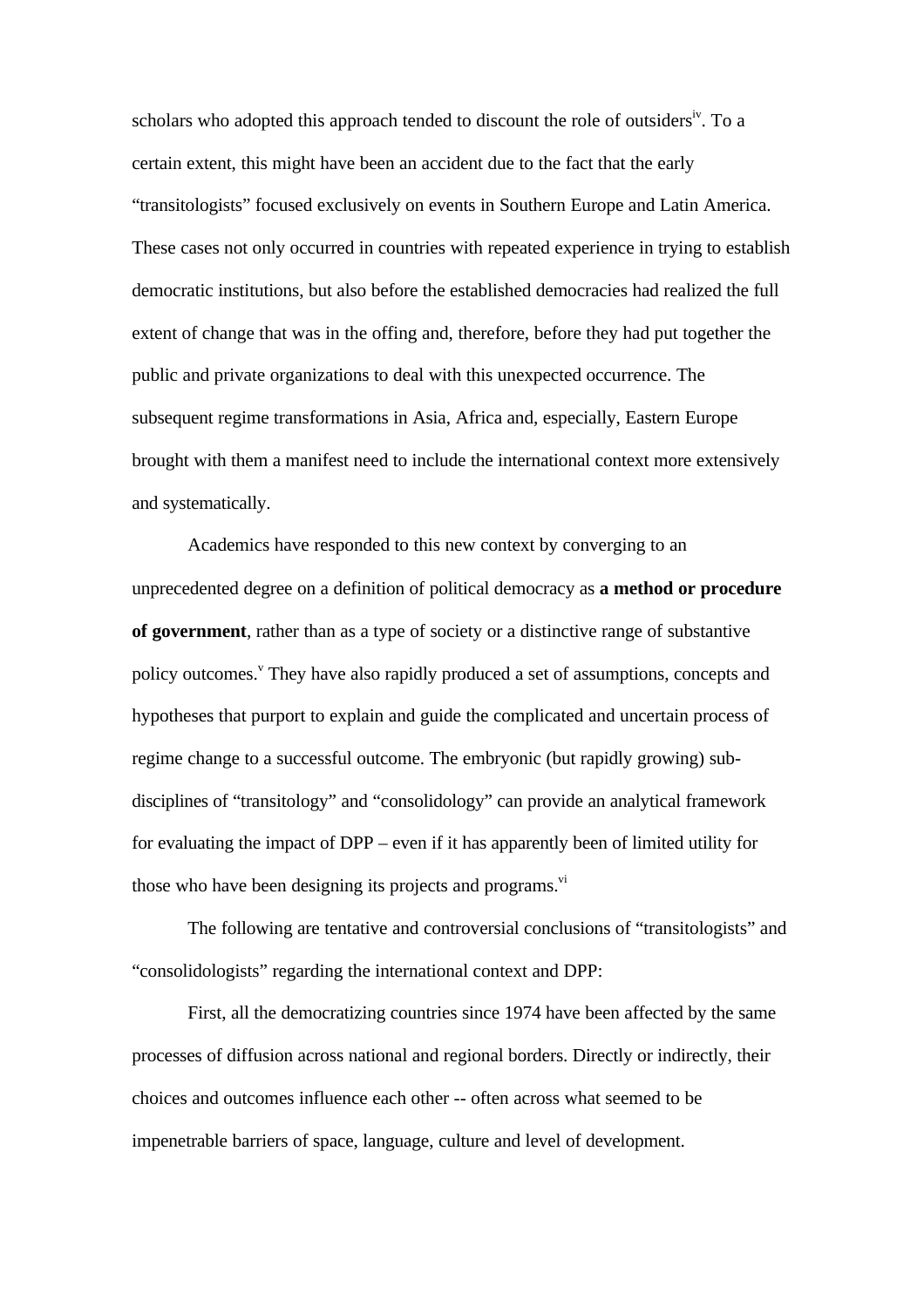scholars who adopted this approach tended to discount the role of outsiders[iv]. To a certain extent, this might have been an accident due to the fact that the early "transitologists" focused exclusively on events in Southern Europe and Latin America. These cases not only occurred in countries with repeated experience in trying to establish democratic institutions, but also before the established democracies had realized the full extent of change that was in the offing and, therefore, before they had put together the public and private organizations to deal with this unexpected occurrence. The subsequent regime transformations in Asia, Africa and, especially, Eastern Europe brought with them a manifest need to include the international context more extensively and systematically.

Academics have responded to this new context by converging to an unprecedented degree on a definition of political democracy as **a method or procedure of government**, rather than as a type of society or a distinctive range of substantive policy outcomes.[v] They have also rapidly produced a set of assumptions, concepts and hypotheses that purport to explain and guide the complicated and uncertain process of regime change to a successful outcome. The embryonic (but rapidly growing) sub-disciplines of "transitology" and "consolidology" can provide an analytical framework for evaluating the impact of DPP – even if it has apparently been of limited utility for those who have been designing its projects and programs.[vi]

The following are tentative and controversial conclusions of "transitologists" and "consolidologists" regarding the international context and DPP:

First, all the democratizing countries since 1974 have been affected by the same processes of diffusion across national and regional borders. Directly or indirectly, their choices and outcomes influence each other -- often across what seemed to be impenetrable barriers of space, language, culture and level of development.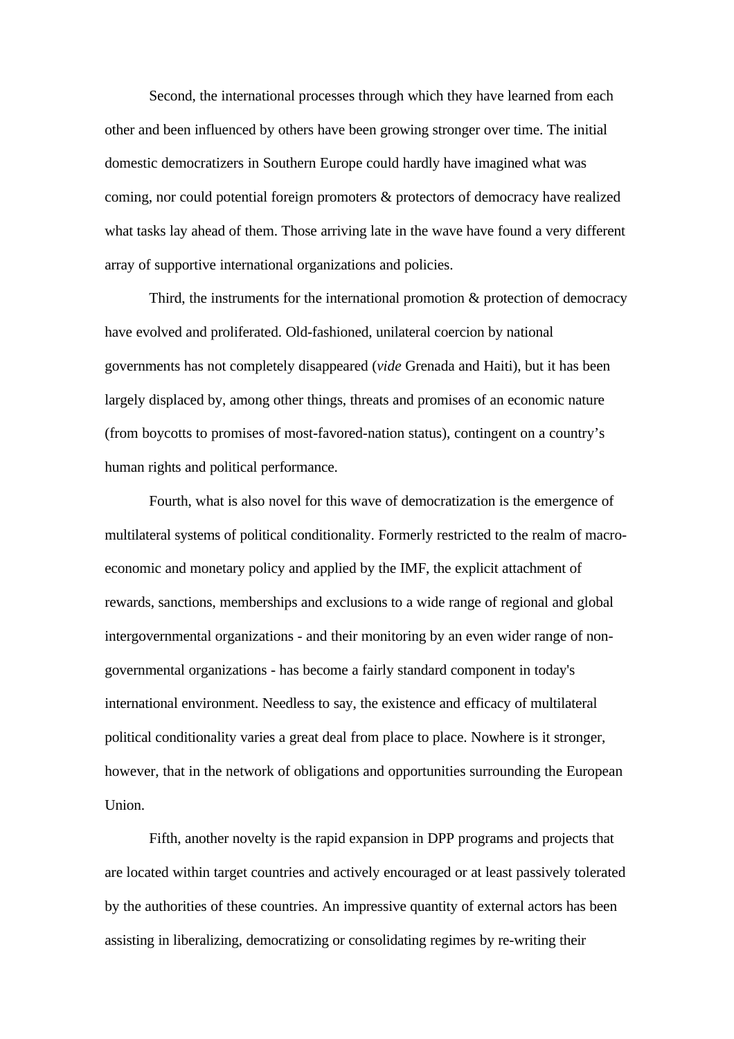Second, the international processes through which they have learned from each other and been influenced by others have been growing stronger over time. The initial domestic democratizers in Southern Europe could hardly have imagined what was coming, nor could potential foreign promoters & protectors of democracy have realized what tasks lay ahead of them. Those arriving late in the wave have found a very different array of supportive international organizations and policies.

Third, the instruments for the international promotion & protection of democracy have evolved and proliferated. Old-fashioned, unilateral coercion by national governments has not completely disappeared (*vide* Grenada and Haiti), but it has been largely displaced by, among other things, threats and promises of an economic nature (from boycotts to promises of most-favored-nation status), contingent on a country's human rights and political performance.

Fourth, what is also novel for this wave of democratization is the emergence of multilateral systems of political conditionality. Formerly restricted to the realm of macro-economic and monetary policy and applied by the IMF, the explicit attachment of rewards, sanctions, memberships and exclusions to a wide range of regional and global intergovernmental organizations - and their monitoring by an even wider range of non-governmental organizations - has become a fairly standard component in today's international environment. Needless to say, the existence and efficacy of multilateral political conditionality varies a great deal from place to place. Nowhere is it stronger, however, that in the network of obligations and opportunities surrounding the European Union.

Fifth, another novelty is the rapid expansion in DPP programs and projects that are located within target countries and actively encouraged or at least passively tolerated by the authorities of these countries. An impressive quantity of external actors has been assisting in liberalizing, democratizing or consolidating regimes by re-writing their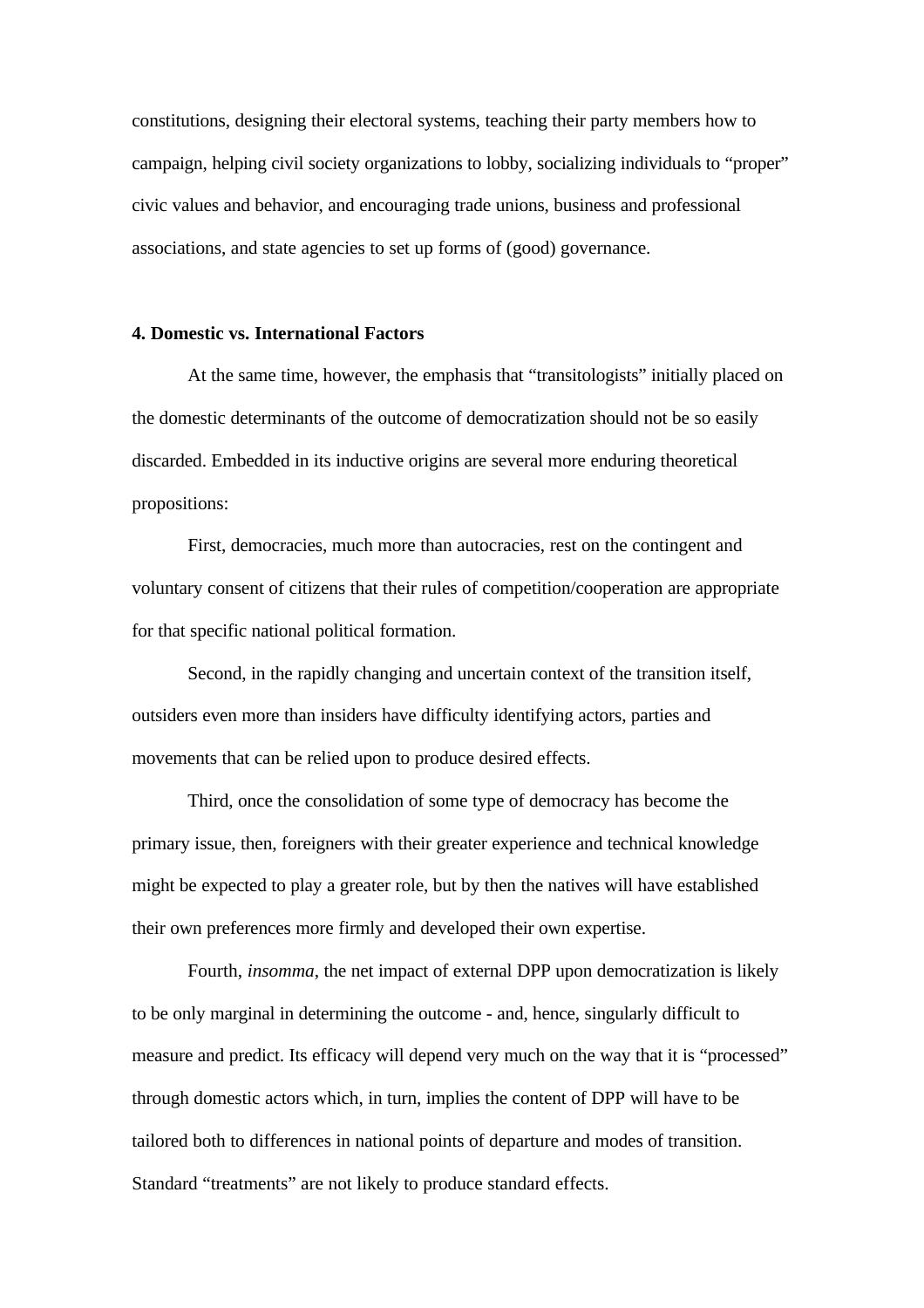constitutions, designing their electoral systems, teaching their party members how to campaign, helping civil society organizations to lobby, socializing individuals to "proper" civic values and behavior, and encouraging trade unions, business and professional associations, and state agencies to set up forms of (good) governance.

**4. Domestic vs. International Factors**

At the same time, however, the emphasis that "transitologists" initially placed on the domestic determinants of the outcome of democratization should not be so easily discarded. Embedded in its inductive origins are several more enduring theoretical propositions:

First, democracies, much more than autocracies, rest on the contingent and voluntary consent of citizens that their rules of competition/cooperation are appropriate for that specific national political formation.

Second, in the rapidly changing and uncertain context of the transition itself, outsiders even more than insiders have difficulty identifying actors, parties and movements that can be relied upon to produce desired effects.

Third, once the consolidation of some type of democracy has become the primary issue, then, foreigners with their greater experience and technical knowledge might be expected to play a greater role, but by then the natives will have established their own preferences more firmly and developed their own expertise.

Fourth, *insomma*, the net impact of external DPP upon democratization is likely to be only marginal in determining the outcome - and, hence, singularly difficult to measure and predict. Its efficacy will depend very much on the way that it is "processed" through domestic actors which, in turn, implies the content of DPP will have to be tailored both to differences in national points of departure and modes of transition. Standard "treatments" are not likely to produce standard effects.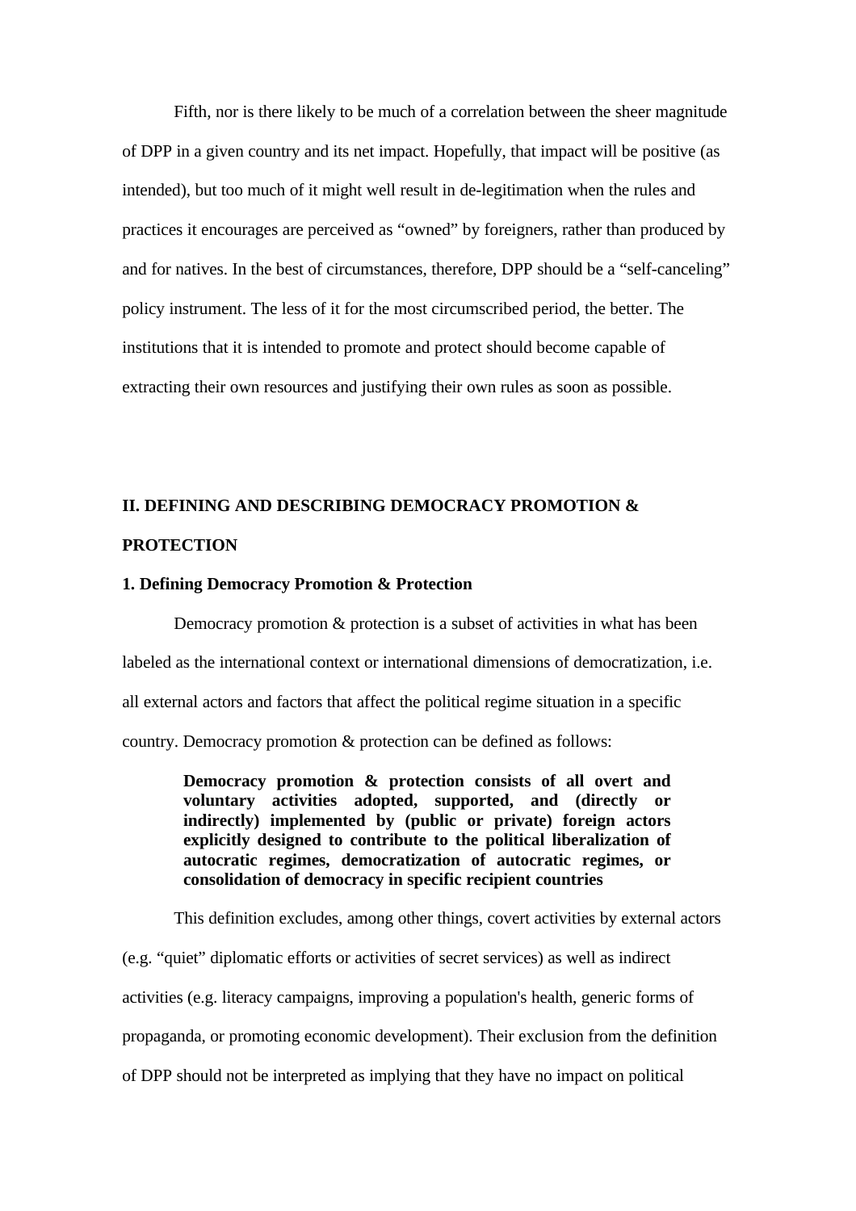Fifth, nor is there likely to be much of a correlation between the sheer magnitude of DPP in a given country and its net impact. Hopefully, that impact will be positive (as intended), but too much of it might well result in de-legitimation when the rules and practices it encourages are perceived as "owned" by foreigners, rather than produced by and for natives. In the best of circumstances, therefore, DPP should be a "self-canceling" policy instrument. The less of it for the most circumscribed period, the better. The institutions that it is intended to promote and protect should become capable of extracting their own resources and justifying their own rules as soon as possible.

## II. DEFINING AND DESCRIBING DEMOCRACY PROMOTION & PROTECTION

### 1. Defining Democracy Promotion & Protection

Democracy promotion & protection is a subset of activities in what has been labeled as the international context or international dimensions of democratization, i.e. all external actors and factors that affect the political regime situation in a specific country. Democracy promotion & protection can be defined as follows:

> **Democracy promotion & protection consists of all overt and voluntary activities adopted, supported, and (directly or indirectly) implemented by (public or private) foreign actors explicitly designed to contribute to the political liberalization of autocratic regimes, democratization of autocratic regimes, or consolidation of democracy in specific recipient countries**

This definition excludes, among other things, covert activities by external actors (e.g. "quiet" diplomatic efforts or activities of secret services) as well as indirect activities (e.g. literacy campaigns, improving a population's health, generic forms of propaganda, or promoting economic development). Their exclusion from the definition of DPP should not be interpreted as implying that they have no impact on political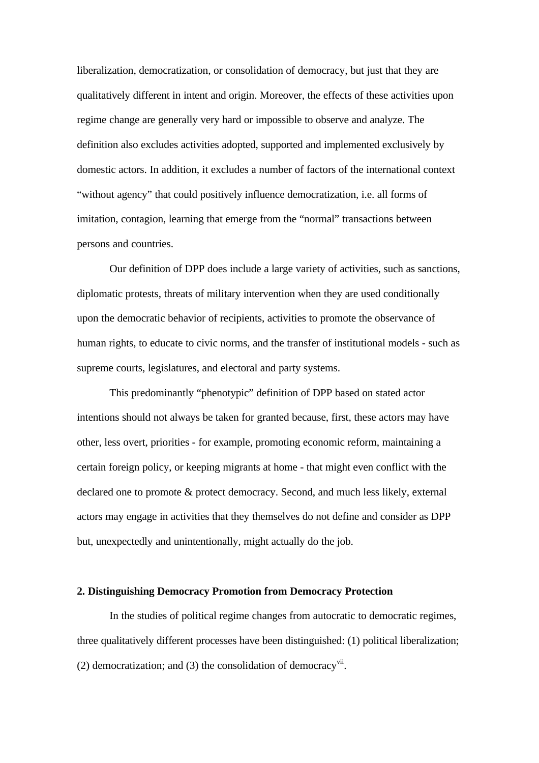liberalization, democratization, or consolidation of democracy, but just that they are qualitatively different in intent and origin. Moreover, the effects of these activities upon regime change are generally very hard or impossible to observe and analyze. The definition also excludes activities adopted, supported and implemented exclusively by domestic actors. In addition, it excludes a number of factors of the international context “without agency” that could positively influence democratization, i.e. all forms of imitation, contagion, learning that emerge from the “normal” transactions between persons and countries.

Our definition of DPP does include a large variety of activities, such as sanctions, diplomatic protests, threats of military intervention when they are used conditionally upon the democratic behavior of recipients, activities to promote the observance of human rights, to educate to civic norms, and the transfer of institutional models - such as supreme courts, legislatures, and electoral and party systems.

This predominantly “phenotypic” definition of DPP based on stated actor intentions should not always be taken for granted because, first, these actors may have other, less overt, priorities - for example, promoting economic reform, maintaining a certain foreign policy, or keeping migrants at home - that might even conflict with the declared one to promote & protect democracy. Second, and much less likely, external actors may engage in activities that they themselves do not define and consider as DPP but, unexpectedly and unintentionally, might actually do the job.

## 2. Distinguishing Democracy Promotion from Democracy Protection

In the studies of political regime changes from autocratic to democratic regimes, three qualitatively different processes have been distinguished: (1) political liberalization; (2) democratization; and (3) the consolidation of democracy[vii].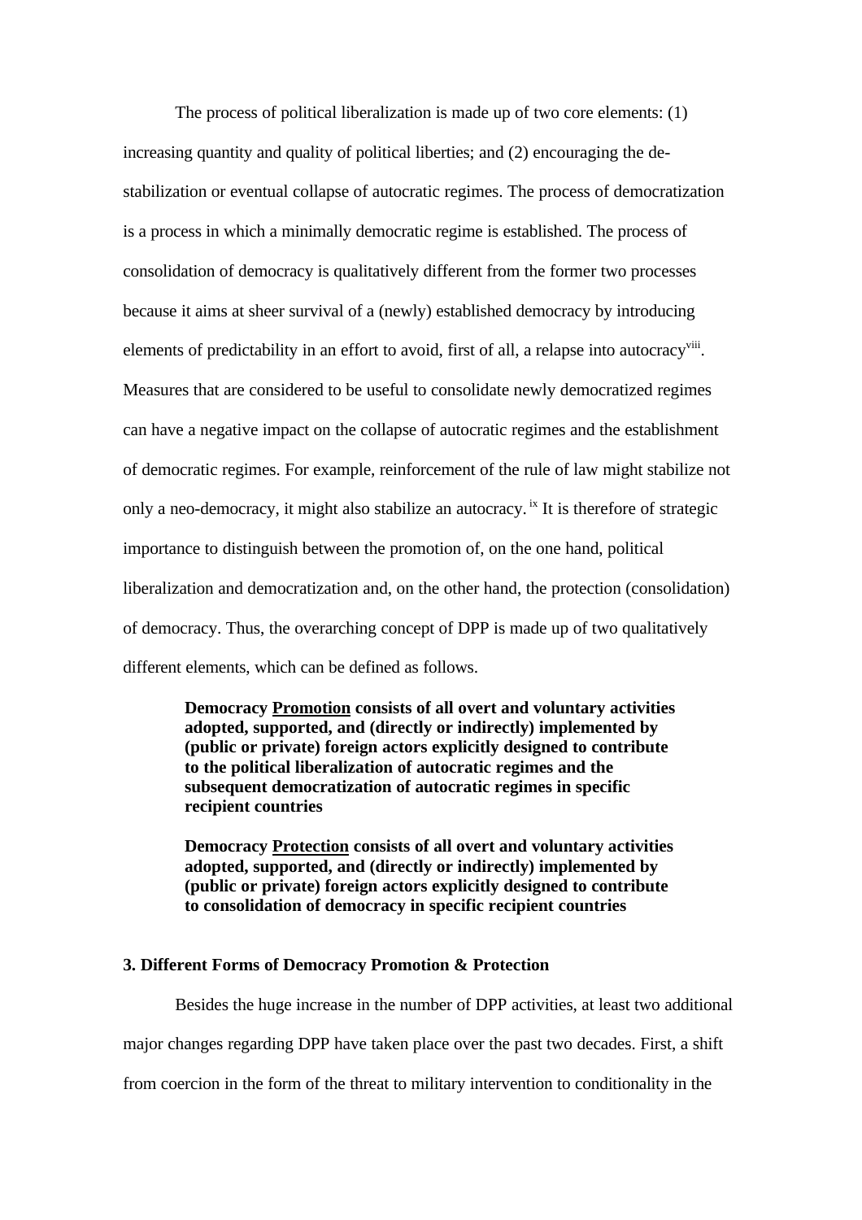The process of political liberalization is made up of two core elements: (1) increasing quantity and quality of political liberties; and (2) encouraging the de-stabilization or eventual collapse of autocratic regimes. The process of democratization is a process in which a minimally democratic regime is established. The process of consolidation of democracy is qualitatively different from the former two processes because it aims at sheer survival of a (newly) established democracy by introducing elements of predictability in an effort to avoid, first of all, a relapse into autocracy[viii]. Measures that are considered to be useful to consolidate newly democratized regimes can have a negative impact on the collapse of autocratic regimes and the establishment of democratic regimes. For example, reinforcement of the rule of law might stabilize not only a neo-democracy, it might also stabilize an autocracy.[ix] It is therefore of strategic importance to distinguish between the promotion of, on the one hand, political liberalization and democratization and, on the other hand, the protection (consolidation) of democracy. Thus, the overarching concept of DPP is made up of two qualitatively different elements, which can be defined as follows.

> **Democracy Promotion consists of all overt and voluntary activities adopted, supported, and (directly or indirectly) implemented by (public or private) foreign actors explicitly designed to contribute to the political liberalization of autocratic regimes and the subsequent democratization of autocratic regimes in specific recipient countries**

> **Democracy Protection consists of all overt and voluntary activities adopted, supported, and (directly or indirectly) implemented by (public or private) foreign actors explicitly designed to contribute to consolidation of democracy in specific recipient countries**

### 3. Different Forms of Democracy Promotion & Protection

Besides the huge increase in the number of DPP activities, at least two additional major changes regarding DPP have taken place over the past two decades. First, a shift from coercion in the form of the threat to military intervention to conditionality in the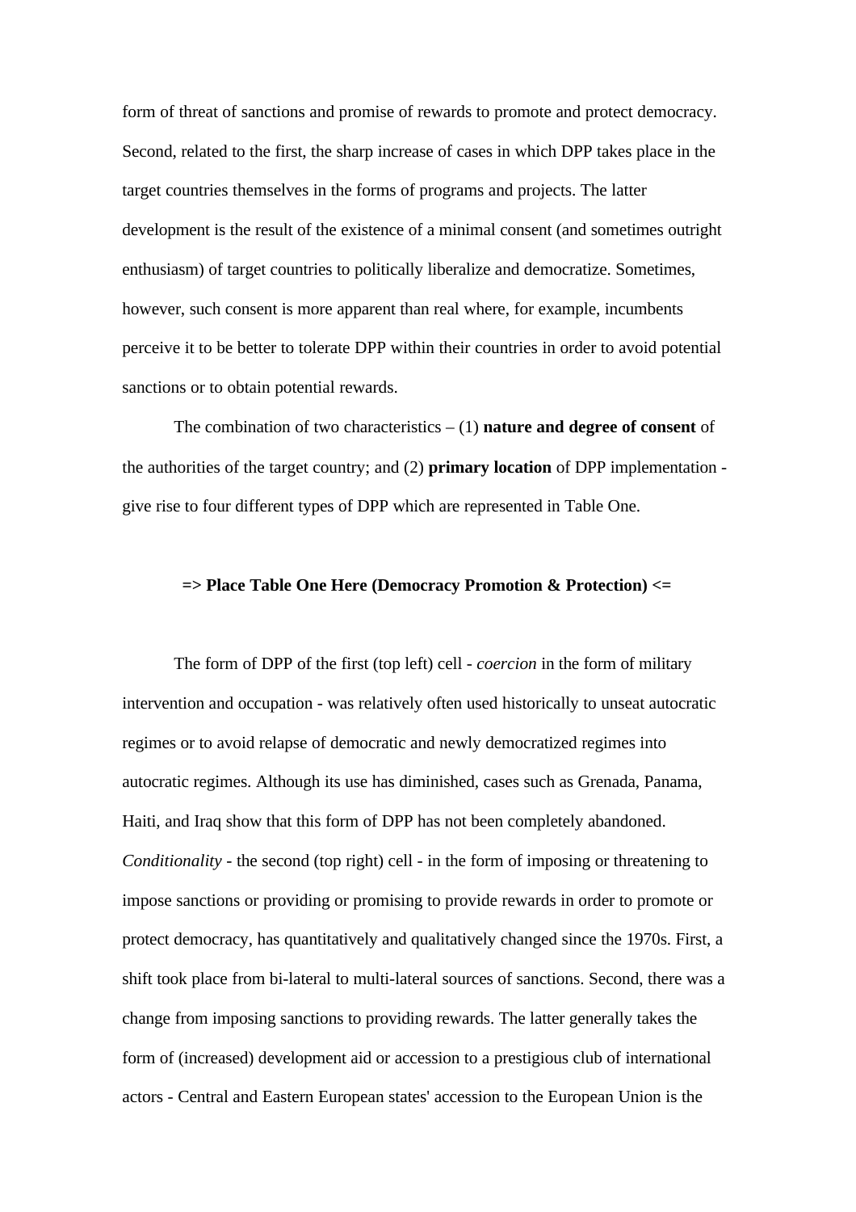form of threat of sanctions and promise of rewards to promote and protect democracy. Second, related to the first, the sharp increase of cases in which DPP takes place in the target countries themselves in the forms of programs and projects. The latter development is the result of the existence of a minimal consent (and sometimes outright enthusiasm) of target countries to politically liberalize and democratize. Sometimes, however, such consent is more apparent than real where, for example, incumbents perceive it to be better to tolerate DPP within their countries in order to avoid potential sanctions or to obtain potential rewards.

The combination of two characteristics – (1) **nature and degree of consent** of the authorities of the target country; and (2) **primary location** of DPP implementation - give rise to four different types of DPP which are represented in Table One.

**=> Place Table One Here (Democracy Promotion & Protection) <=**

The form of DPP of the first (top left) cell - *coercion* in the form of military intervention and occupation - was relatively often used historically to unseat autocratic regimes or to avoid relapse of democratic and newly democratized regimes into autocratic regimes. Although its use has diminished, cases such as Grenada, Panama, Haiti, and Iraq show that this form of DPP has not been completely abandoned. *Conditionality* - the second (top right) cell - in the form of imposing or threatening to impose sanctions or providing or promising to provide rewards in order to promote or protect democracy, has quantitatively and qualitatively changed since the 1970s. First, a shift took place from bi-lateral to multi-lateral sources of sanctions. Second, there was a change from imposing sanctions to providing rewards. The latter generally takes the form of (increased) development aid or accession to a prestigious club of international actors - Central and Eastern European states' accession to the European Union is the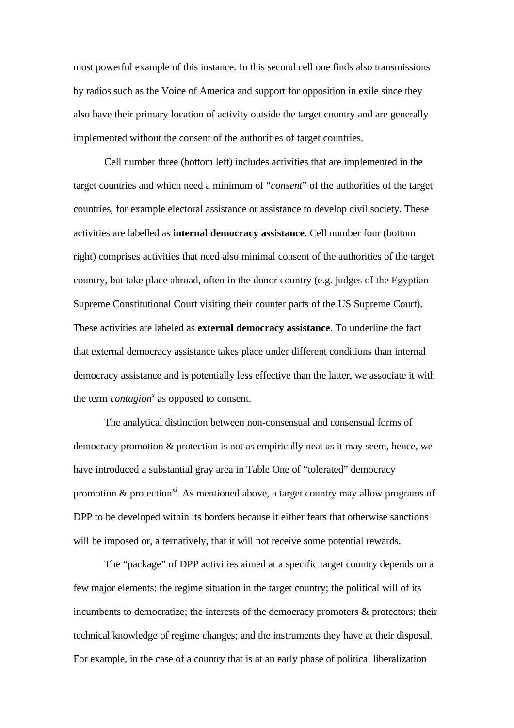most powerful example of this instance. In this second cell one finds also transmissions by radios such as the Voice of America and support for opposition in exile since they also have their primary location of activity outside the target country and are generally implemented without the consent of the authorities of target countries.

Cell number three (bottom left) includes activities that are implemented in the target countries and which need a minimum of "*consent*" of the authorities of the target countries, for example electoral assistance or assistance to develop civil society. These activities are labelled as **internal democracy assistance**. Cell number four (bottom right) comprises activities that need also minimal consent of the authorities of the target country, but take place abroad, often in the donor country (e.g. judges of the Egyptian Supreme Constitutional Court visiting their counter parts of the US Supreme Court). These activities are labeled as **external democracy assistance**. To underline the fact that external democracy assistance takes place under different conditions than internal democracy assistance and is potentially less effective than the latter, we associate it with the term *contagion*[x] as opposed to consent.

The analytical distinction between non-consensual and consensual forms of democracy promotion & protection is not as empirically neat as it may seem, hence, we have introduced a substantial gray area in Table One of "tolerated" democracy promotion & protection[xi]. As mentioned above, a target country may allow programs of DPP to be developed within its borders because it either fears that otherwise sanctions will be imposed or, alternatively, that it will not receive some potential rewards.

The "package" of DPP activities aimed at a specific target country depends on a few major elements: the regime situation in the target country; the political will of its incumbents to democratize; the interests of the democracy promoters & protectors; their technical knowledge of regime changes; and the instruments they have at their disposal. For example, in the case of a country that is at an early phase of political liberalization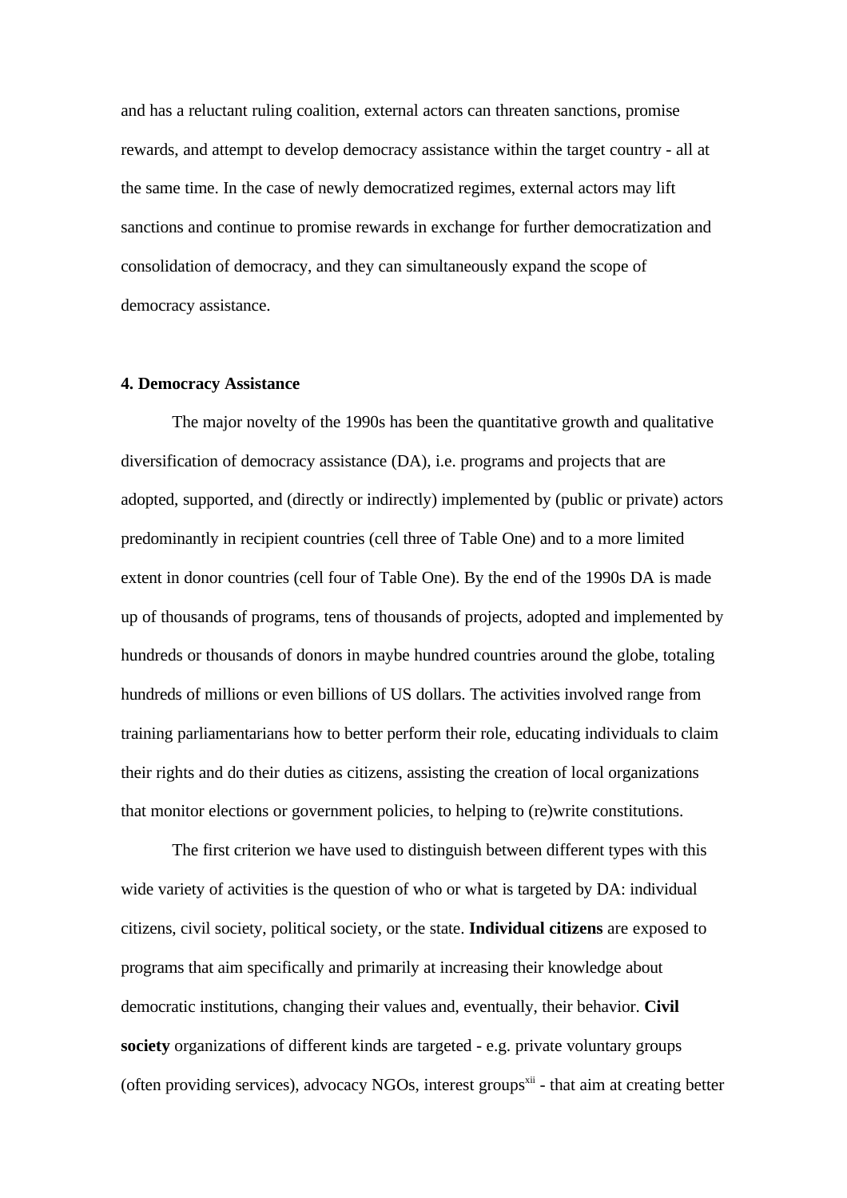and has a reluctant ruling coalition, external actors can threaten sanctions, promise rewards, and attempt to develop democracy assistance within the target country - all at the same time. In the case of newly democratized regimes, external actors may lift sanctions and continue to promise rewards in exchange for further democratization and consolidation of democracy, and they can simultaneously expand the scope of democracy assistance.

### 4. Democracy Assistance

The major novelty of the 1990s has been the quantitative growth and qualitative diversification of democracy assistance (DA), i.e. programs and projects that are adopted, supported, and (directly or indirectly) implemented by (public or private) actors predominantly in recipient countries (cell three of Table One) and to a more limited extent in donor countries (cell four of Table One). By the end of the 1990s DA is made up of thousands of programs, tens of thousands of projects, adopted and implemented by hundreds or thousands of donors in maybe hundred countries around the globe, totaling hundreds of millions or even billions of US dollars. The activities involved range from training parliamentarians how to better perform their role, educating individuals to claim their rights and do their duties as citizens, assisting the creation of local organizations that monitor elections or government policies, to helping to (re)write constitutions.

The first criterion we have used to distinguish between different types with this wide variety of activities is the question of who or what is targeted by DA: individual citizens, civil society, political society, or the state. **Individual citizens** are exposed to programs that aim specifically and primarily at increasing their knowledge about democratic institutions, changing their values and, eventually, their behavior. **Civil society** organizations of different kinds are targeted - e.g. private voluntary groups (often providing services), advocacy NGOs, interest groups[xii] - that aim at creating better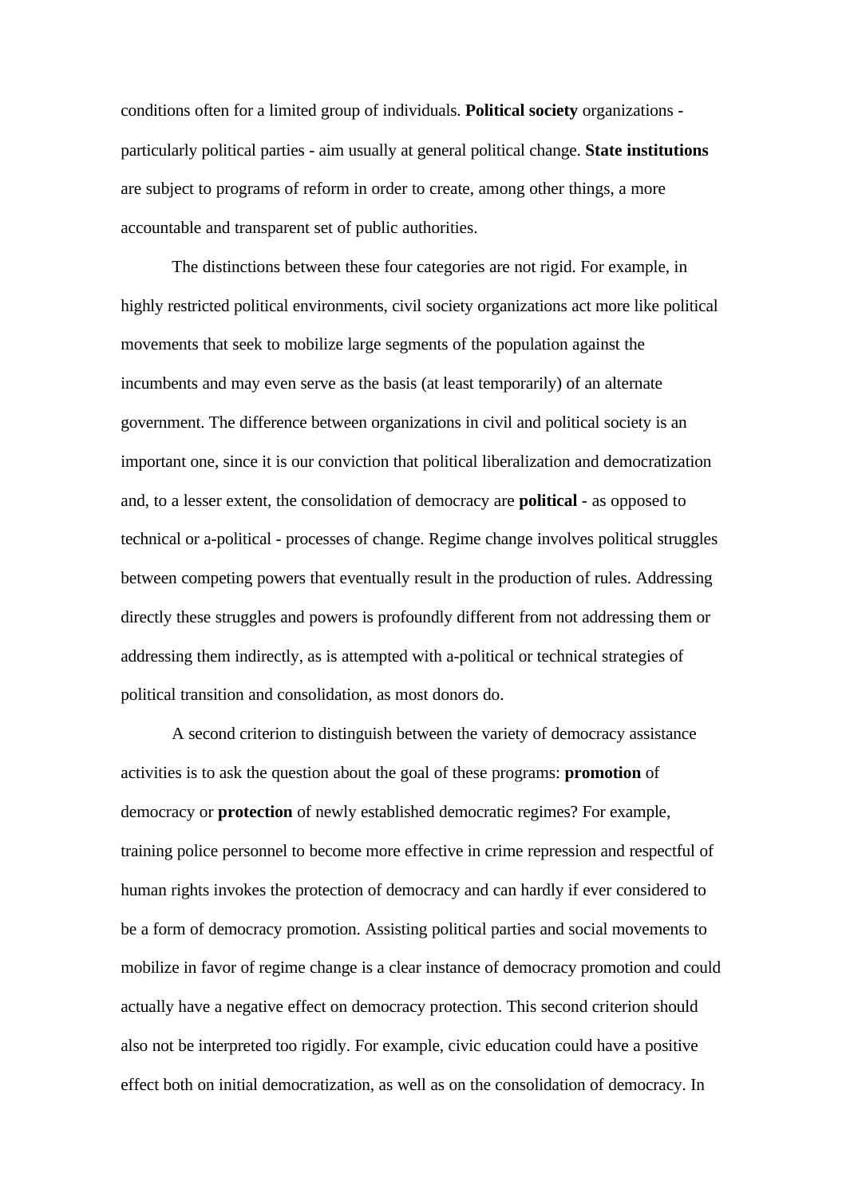conditions often for a limited group of individuals. **Political society** organizations - particularly political parties - aim usually at general political change. **State institutions** are subject to programs of reform in order to create, among other things, a more accountable and transparent set of public authorities.

The distinctions between these four categories are not rigid. For example, in highly restricted political environments, civil society organizations act more like political movements that seek to mobilize large segments of the population against the incumbents and may even serve as the basis (at least temporarily) of an alternate government. The difference between organizations in civil and political society is an important one, since it is our conviction that political liberalization and democratization and, to a lesser extent, the consolidation of democracy are **political** - as opposed to technical or a-political - processes of change. Regime change involves political struggles between competing powers that eventually result in the production of rules. Addressing directly these struggles and powers is profoundly different from not addressing them or addressing them indirectly, as is attempted with a-political or technical strategies of political transition and consolidation, as most donors do.

A second criterion to distinguish between the variety of democracy assistance activities is to ask the question about the goal of these programs: **promotion** of democracy or **protection** of newly established democratic regimes? For example, training police personnel to become more effective in crime repression and respectful of human rights invokes the protection of democracy and can hardly if ever considered to be a form of democracy promotion. Assisting political parties and social movements to mobilize in favor of regime change is a clear instance of democracy promotion and could actually have a negative effect on democracy protection. This second criterion should also not be interpreted too rigidly. For example, civic education could have a positive effect both on initial democratization, as well as on the consolidation of democracy. In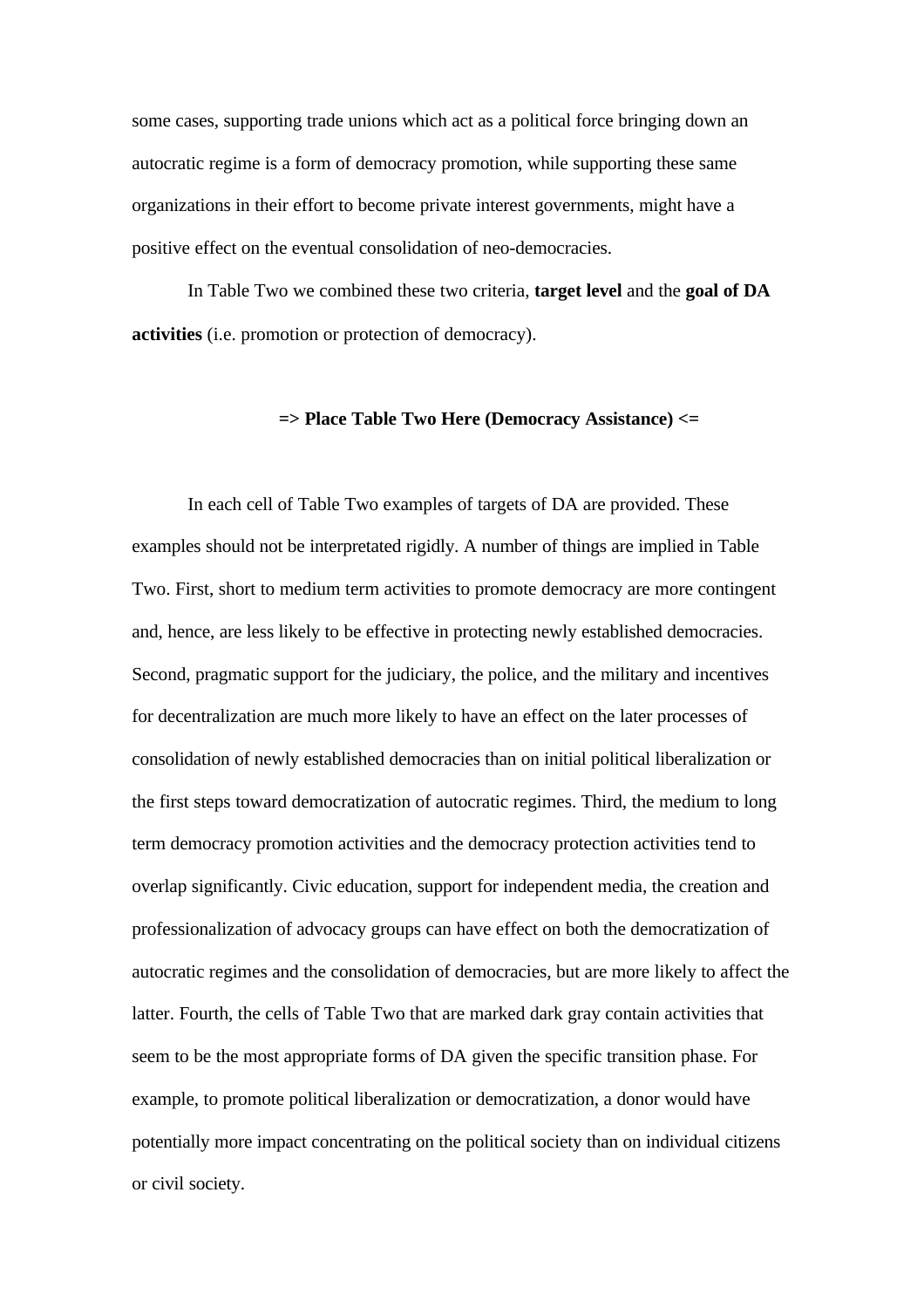some cases, supporting trade unions which act as a political force bringing down an autocratic regime is a form of democracy promotion, while supporting these same organizations in their effort to become private interest governments, might have a positive effect on the eventual consolidation of neo-democracies.

In Table Two we combined these two criteria, **target level** and the **goal of DA activities** (i.e. promotion or protection of democracy).

**=> Place Table Two Here (Democracy Assistance) <=**

In each cell of Table Two examples of targets of DA are provided. These examples should not be interpretated rigidly. A number of things are implied in Table Two. First, short to medium term activities to promote democracy are more contingent and, hence, are less likely to be effective in protecting newly established democracies. Second, pragmatic support for the judiciary, the police, and the military and incentives for decentralization are much more likely to have an effect on the later processes of consolidation of newly established democracies than on initial political liberalization or the first steps toward democratization of autocratic regimes. Third, the medium to long term democracy promotion activities and the democracy protection activities tend to overlap significantly. Civic education, support for independent media, the creation and professionalization of advocacy groups can have effect on both the democratization of autocratic regimes and the consolidation of democracies, but are more likely to affect the latter. Fourth, the cells of Table Two that are marked dark gray contain activities that seem to be the most appropriate forms of DA given the specific transition phase. For example, to promote political liberalization or democratization, a donor would have potentially more impact concentrating on the political society than on individual citizens or civil society.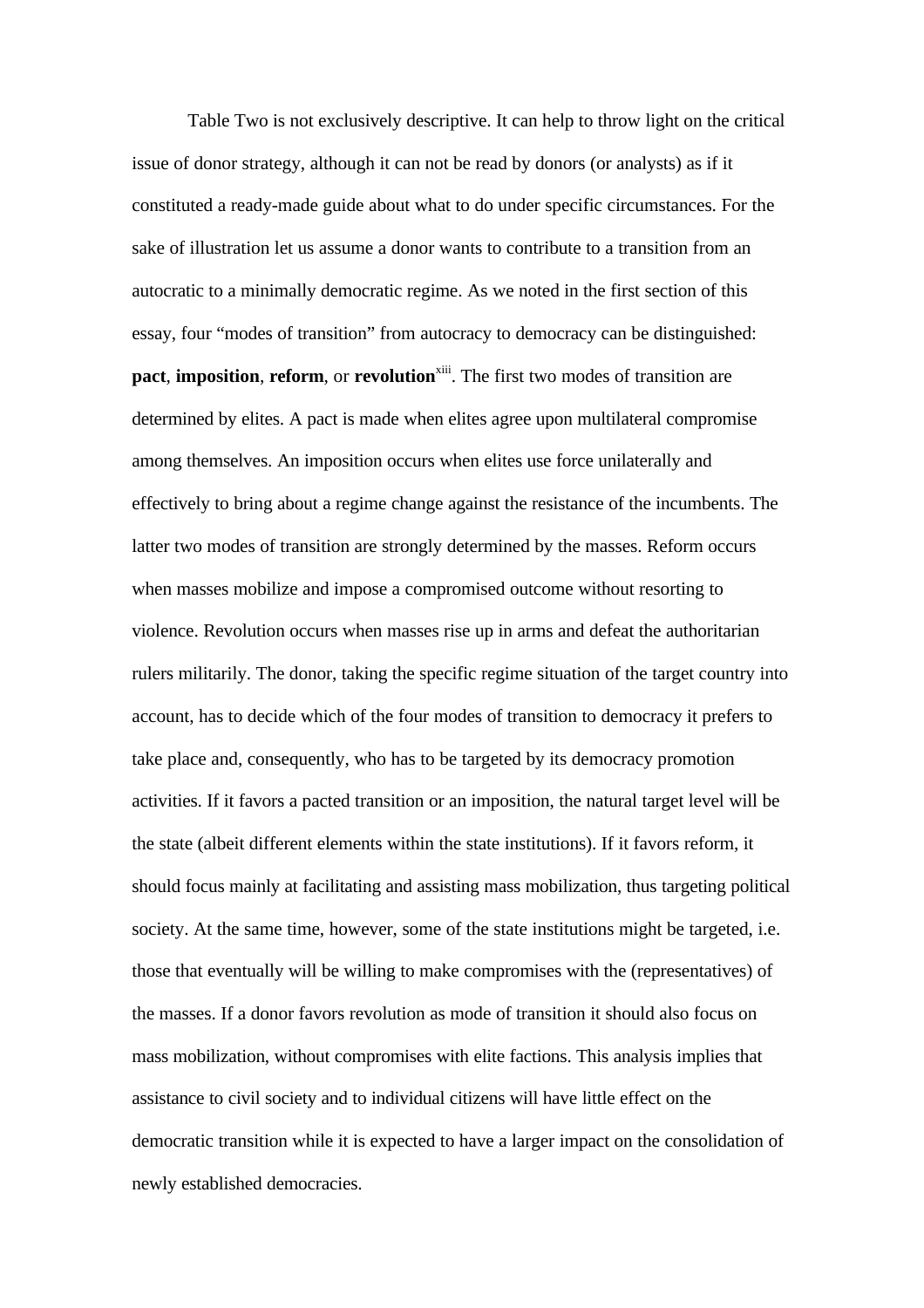Table Two is not exclusively descriptive. It can help to throw light on the critical issue of donor strategy, although it can not be read by donors (or analysts) as if it constituted a ready-made guide about what to do under specific circumstances. For the sake of illustration let us assume a donor wants to contribute to a transition from an autocratic to a minimally democratic regime. As we noted in the first section of this essay, four "modes of transition" from autocracy to democracy can be distinguished: **pact**, **imposition**, **reform**, or **revolution**[xiii]. The first two modes of transition are determined by elites. A pact is made when elites agree upon multilateral compromise among themselves. An imposition occurs when elites use force unilaterally and effectively to bring about a regime change against the resistance of the incumbents. The latter two modes of transition are strongly determined by the masses. Reform occurs when masses mobilize and impose a compromised outcome without resorting to violence. Revolution occurs when masses rise up in arms and defeat the authoritarian rulers militarily. The donor, taking the specific regime situation of the target country into account, has to decide which of the four modes of transition to democracy it prefers to take place and, consequently, who has to be targeted by its democracy promotion activities. If it favors a pacted transition or an imposition, the natural target level will be the state (albeit different elements within the state institutions). If it favors reform, it should focus mainly at facilitating and assisting mass mobilization, thus targeting political society. At the same time, however, some of the state institutions might be targeted, i.e. those that eventually will be willing to make compromises with the (representatives) of the masses. If a donor favors revolution as mode of transition it should also focus on mass mobilization, without compromises with elite factions. This analysis implies that assistance to civil society and to individual citizens will have little effect on the democratic transition while it is expected to have a larger impact on the consolidation of newly established democracies.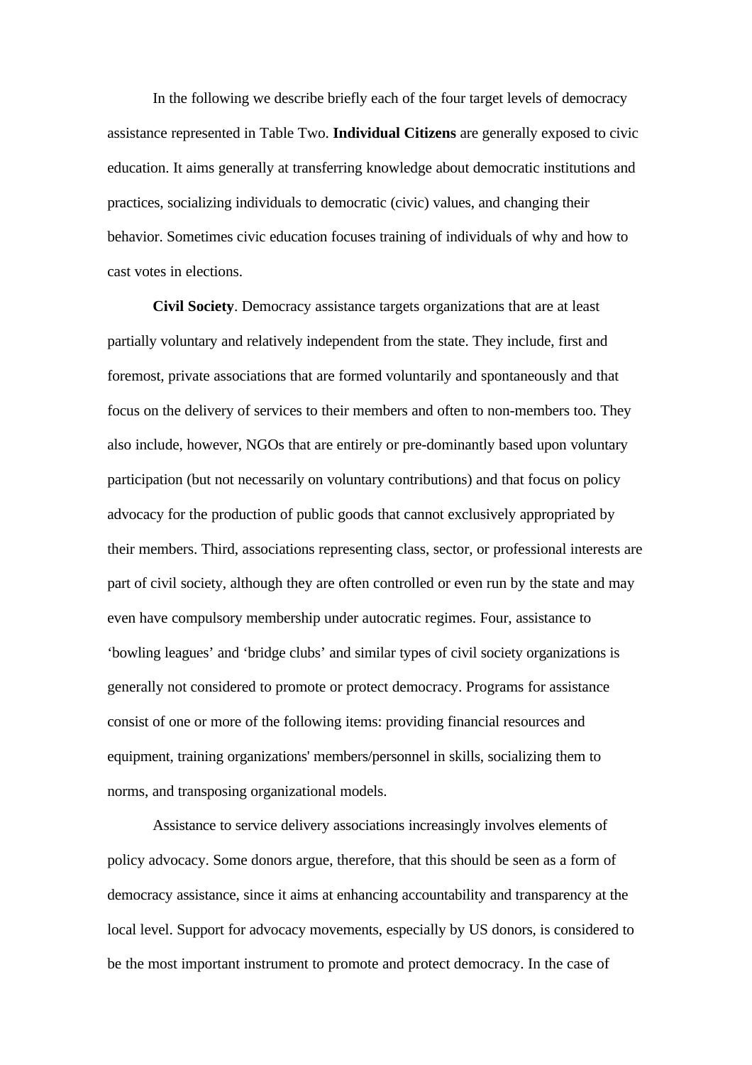In the following we describe briefly each of the four target levels of democracy assistance represented in Table Two. **Individual Citizens** are generally exposed to civic education. It aims generally at transferring knowledge about democratic institutions and practices, socializing individuals to democratic (civic) values, and changing their behavior. Sometimes civic education focuses training of individuals of why and how to cast votes in elections.

**Civil Society**. Democracy assistance targets organizations that are at least partially voluntary and relatively independent from the state. They include, first and foremost, private associations that are formed voluntarily and spontaneously and that focus on the delivery of services to their members and often to non-members too. They also include, however, NGOs that are entirely or pre-dominantly based upon voluntary participation (but not necessarily on voluntary contributions) and that focus on policy advocacy for the production of public goods that cannot exclusively appropriated by their members. Third, associations representing class, sector, or professional interests are part of civil society, although they are often controlled or even run by the state and may even have compulsory membership under autocratic regimes. Four, assistance to 'bowling leagues' and 'bridge clubs' and similar types of civil society organizations is generally not considered to promote or protect democracy. Programs for assistance consist of one or more of the following items: providing financial resources and equipment, training organizations' members/personnel in skills, socializing them to norms, and transposing organizational models.

Assistance to service delivery associations increasingly involves elements of policy advocacy. Some donors argue, therefore, that this should be seen as a form of democracy assistance, since it aims at enhancing accountability and transparency at the local level. Support for advocacy movements, especially by US donors, is considered to be the most important instrument to promote and protect democracy. In the case of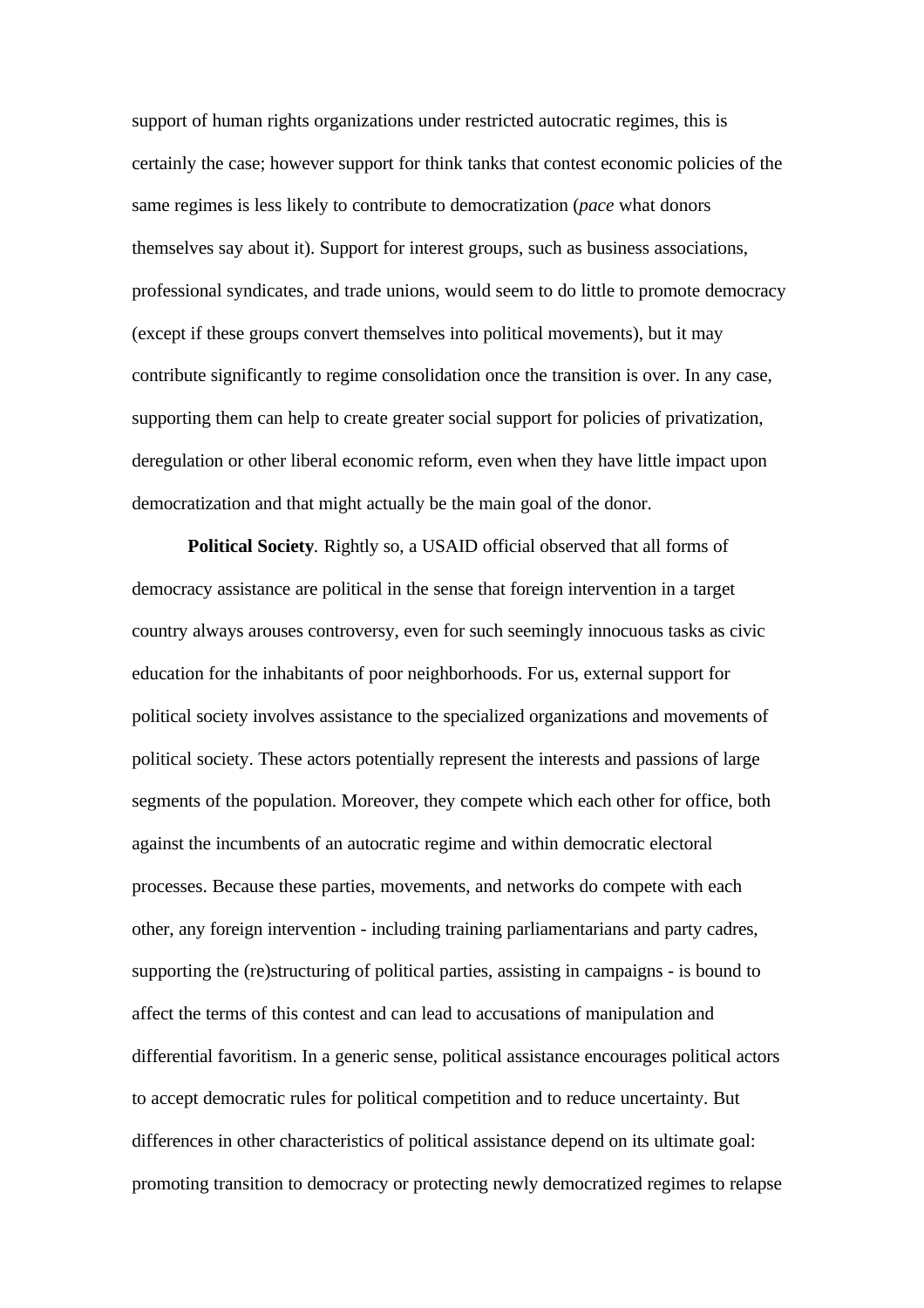support of human rights organizations under restricted autocratic regimes, this is certainly the case; however support for think tanks that contest economic policies of the same regimes is less likely to contribute to democratization (*pace* what donors themselves say about it). Support for interest groups, such as business associations, professional syndicates, and trade unions, would seem to do little to promote democracy (except if these groups convert themselves into political movements), but it may contribute significantly to regime consolidation once the transition is over. In any case, supporting them can help to create greater social support for policies of privatization, deregulation or other liberal economic reform, even when they have little impact upon democratization and that might actually be the main goal of the donor.

**Political Society**. Rightly so, a USAID official observed that all forms of democracy assistance are political in the sense that foreign intervention in a target country always arouses controversy, even for such seemingly innocuous tasks as civic education for the inhabitants of poor neighborhoods. For us, external support for political society involves assistance to the specialized organizations and movements of political society. These actors potentially represent the interests and passions of large segments of the population. Moreover, they compete which each other for office, both against the incumbents of an autocratic regime and within democratic electoral processes. Because these parties, movements, and networks do compete with each other, any foreign intervention - including training parliamentarians and party cadres, supporting the (re)structuring of political parties, assisting in campaigns - is bound to affect the terms of this contest and can lead to accusations of manipulation and differential favoritism. In a generic sense, political assistance encourages political actors to accept democratic rules for political competition and to reduce uncertainty. But differences in other characteristics of political assistance depend on its ultimate goal: promoting transition to democracy or protecting newly democratized regimes to relapse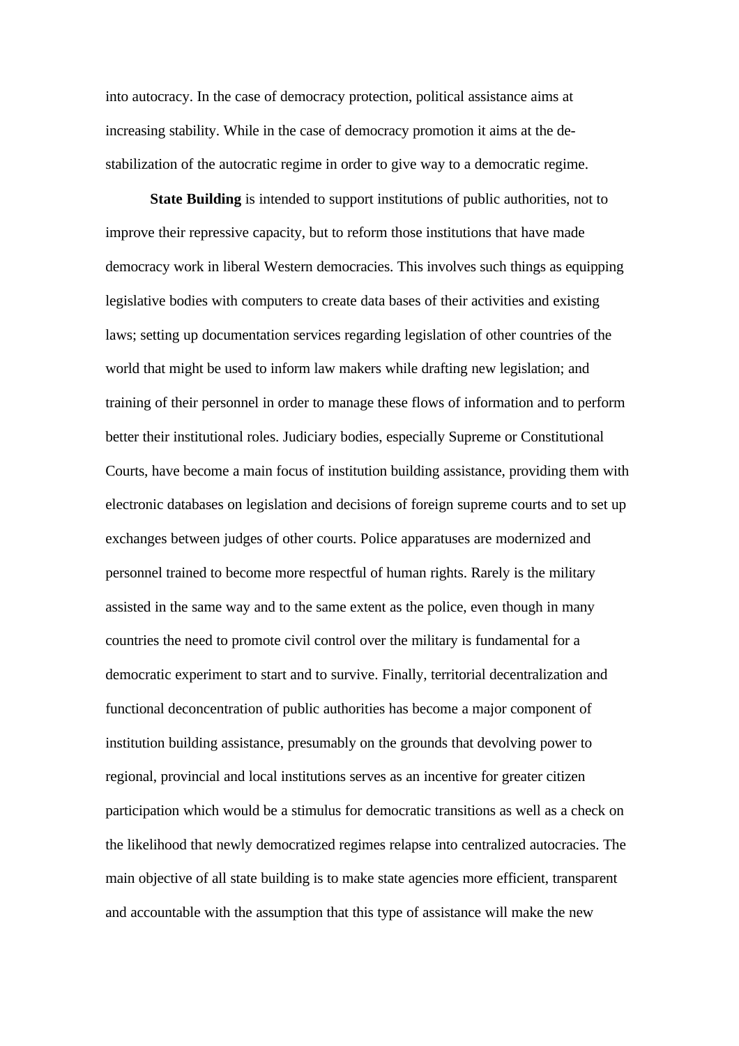into autocracy. In the case of democracy protection, political assistance aims at increasing stability. While in the case of democracy promotion it aims at the de-stabilization of the autocratic regime in order to give way to a democratic regime.

**State Building** is intended to support institutions of public authorities, not to improve their repressive capacity, but to reform those institutions that have made democracy work in liberal Western democracies. This involves such things as equipping legislative bodies with computers to create data bases of their activities and existing laws; setting up documentation services regarding legislation of other countries of the world that might be used to inform law makers while drafting new legislation; and training of their personnel in order to manage these flows of information and to perform better their institutional roles. Judiciary bodies, especially Supreme or Constitutional Courts, have become a main focus of institution building assistance, providing them with electronic databases on legislation and decisions of foreign supreme courts and to set up exchanges between judges of other courts. Police apparatuses are modernized and personnel trained to become more respectful of human rights. Rarely is the military assisted in the same way and to the same extent as the police, even though in many countries the need to promote civil control over the military is fundamental for a democratic experiment to start and to survive. Finally, territorial decentralization and functional deconcentration of public authorities has become a major component of institution building assistance, presumably on the grounds that devolving power to regional, provincial and local institutions serves as an incentive for greater citizen participation which would be a stimulus for democratic transitions as well as a check on the likelihood that newly democratized regimes relapse into centralized autocracies. The main objective of all state building is to make state agencies more efficient, transparent and accountable with the assumption that this type of assistance will make the new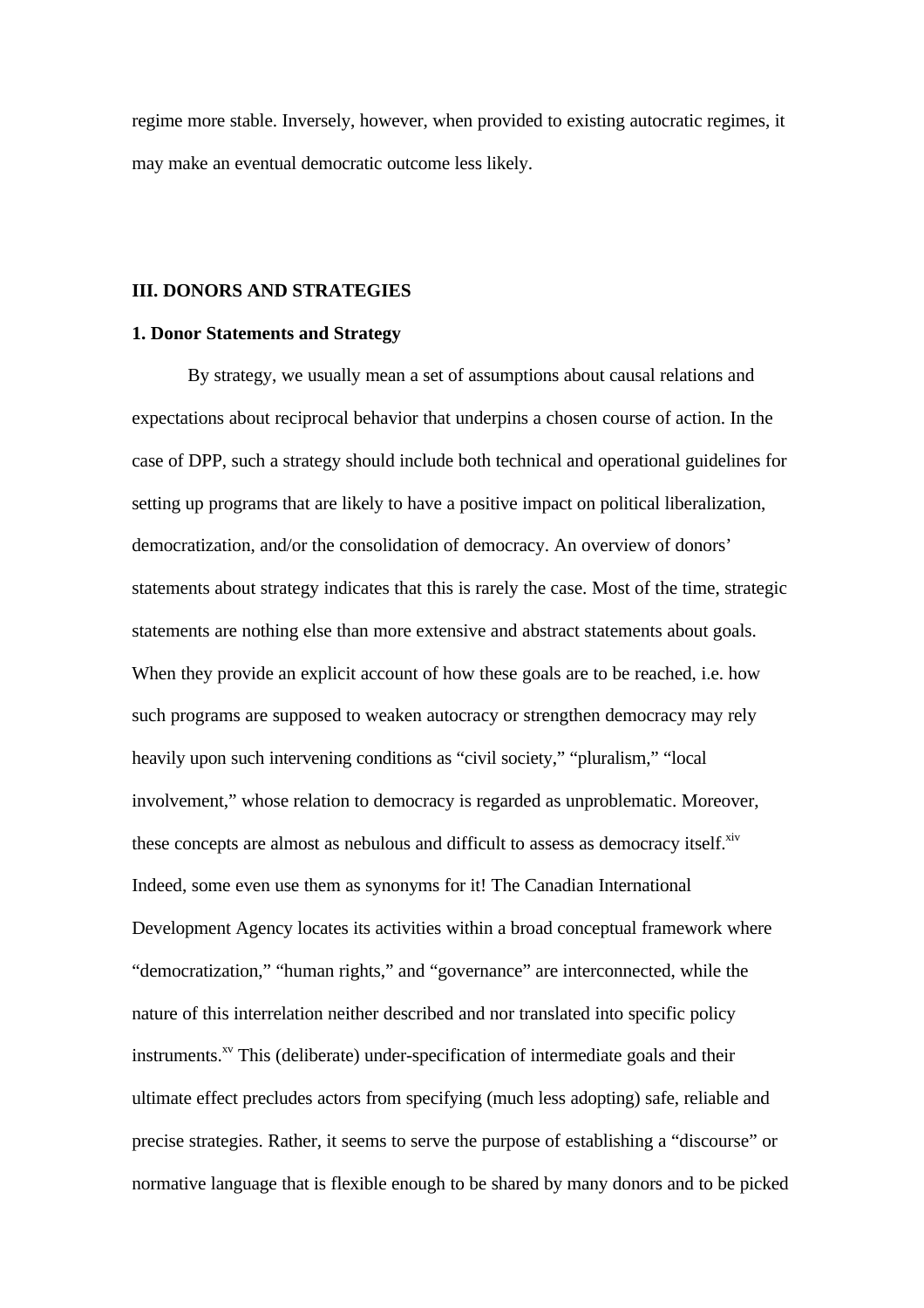regime more stable. Inversely, however, when provided to existing autocratic regimes, it may make an eventual democratic outcome less likely.

## III. DONORS AND STRATEGIES

### 1. Donor Statements and Strategy

By strategy, we usually mean a set of assumptions about causal relations and expectations about reciprocal behavior that underpins a chosen course of action. In the case of DPP, such a strategy should include both technical and operational guidelines for setting up programs that are likely to have a positive impact on political liberalization, democratization, and/or the consolidation of democracy. An overview of donors' statements about strategy indicates that this is rarely the case. Most of the time, strategic statements are nothing else than more extensive and abstract statements about goals. When they provide an explicit account of how these goals are to be reached, i.e. how such programs are supposed to weaken autocracy or strengthen democracy may rely heavily upon such intervening conditions as "civil society," "pluralism," "local involvement," whose relation to democracy is regarded as unproblematic. Moreover, these concepts are almost as nebulous and difficult to assess as democracy itself.[xiv] Indeed, some even use them as synonyms for it! The Canadian International Development Agency locates its activities within a broad conceptual framework where "democratization," "human rights," and "governance" are interconnected, while the nature of this interrelation neither described and nor translated into specific policy instruments.[xv] This (deliberate) under-specification of intermediate goals and their ultimate effect precludes actors from specifying (much less adopting) safe, reliable and precise strategies. Rather, it seems to serve the purpose of establishing a "discourse" or normative language that is flexible enough to be shared by many donors and to be picked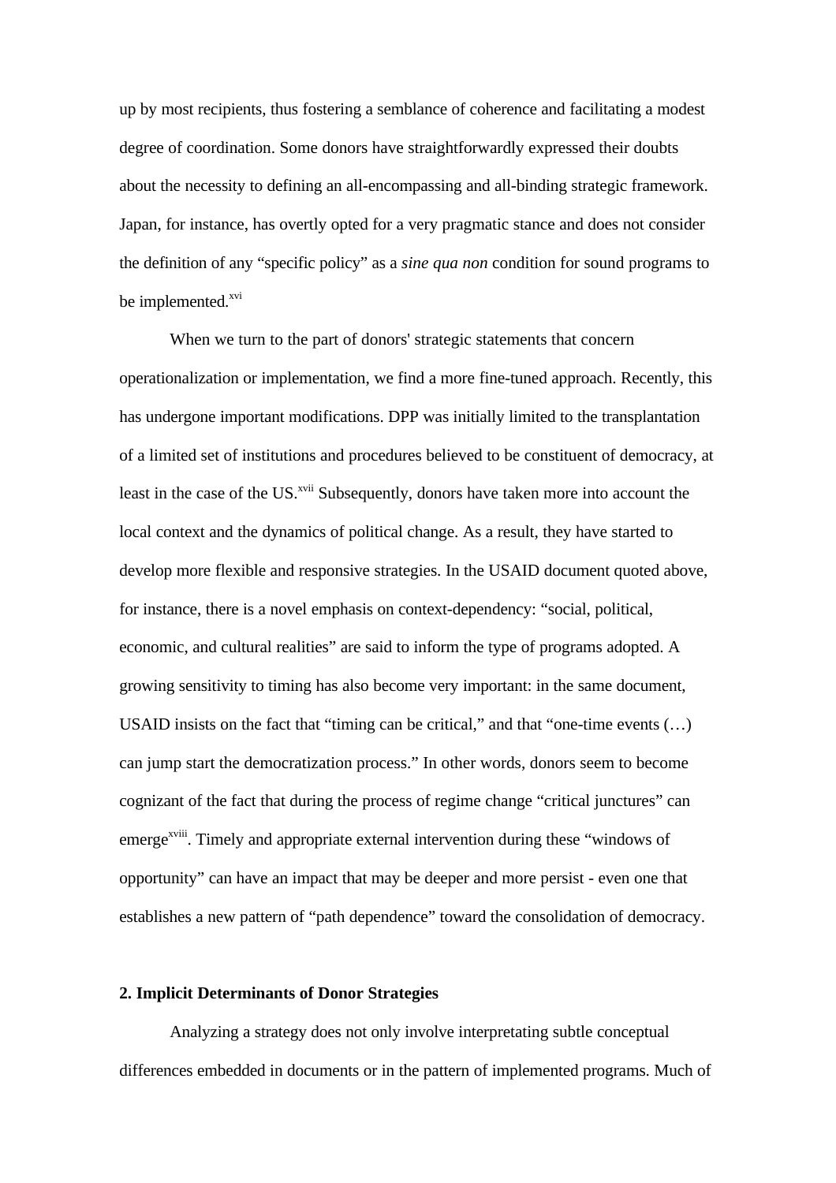up by most recipients, thus fostering a semblance of coherence and facilitating a modest degree of coordination. Some donors have straightforwardly expressed their doubts about the necessity to defining an all-encompassing and all-binding strategic framework. Japan, for instance, has overtly opted for a very pragmatic stance and does not consider the definition of any "specific policy" as a *sine qua non* condition for sound programs to be implemented.[xvi]

When we turn to the part of donors' strategic statements that concern operationalization or implementation, we find a more fine-tuned approach. Recently, this has undergone important modifications. DPP was initially limited to the transplantation of a limited set of institutions and procedures believed to be constituent of democracy, at least in the case of the US.[xvii] Subsequently, donors have taken more into account the local context and the dynamics of political change. As a result, they have started to develop more flexible and responsive strategies. In the USAID document quoted above, for instance, there is a novel emphasis on context-dependency: "social, political, economic, and cultural realities" are said to inform the type of programs adopted. A growing sensitivity to timing has also become very important: in the same document, USAID insists on the fact that "timing can be critical," and that "one-time events (…) can jump start the democratization process." In other words, donors seem to become cognizant of the fact that during the process of regime change "critical junctures" can emerge[xviii]. Timely and appropriate external intervention during these "windows of opportunity" can have an impact that may be deeper and more persist - even one that establishes a new pattern of "path dependence" toward the consolidation of democracy.

## 2. Implicit Determinants of Donor Strategies

Analyzing a strategy does not only involve interpretating subtle conceptual differences embedded in documents or in the pattern of implemented programs. Much of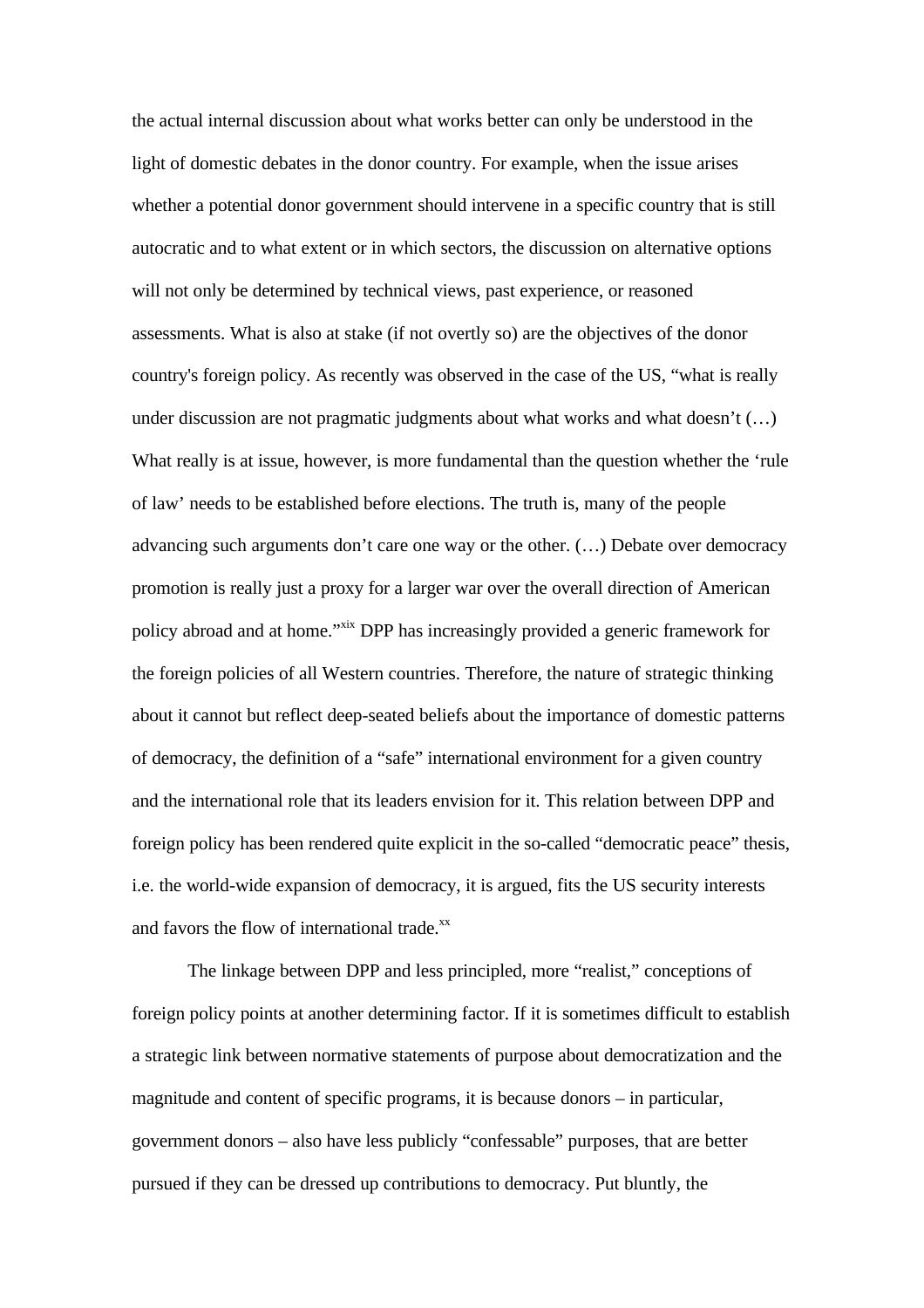the actual internal discussion about what works better can only be understood in the light of domestic debates in the donor country. For example, when the issue arises whether a potential donor government should intervene in a specific country that is still autocratic and to what extent or in which sectors, the discussion on alternative options will not only be determined by technical views, past experience, or reasoned assessments. What is also at stake (if not overtly so) are the objectives of the donor country's foreign policy. As recently was observed in the case of the US, "what is really under discussion are not pragmatic judgments about what works and what doesn't (…) What really is at issue, however, is more fundamental than the question whether the 'rule of law' needs to be established before elections. The truth is, many of the people advancing such arguments don't care one way or the other. (…) Debate over democracy promotion is really just a proxy for a larger war over the overall direction of American policy abroad and at home."[xix] DPP has increasingly provided a generic framework for the foreign policies of all Western countries. Therefore, the nature of strategic thinking about it cannot but reflect deep-seated beliefs about the importance of domestic patterns of democracy, the definition of a "safe" international environment for a given country and the international role that its leaders envision for it. This relation between DPP and foreign policy has been rendered quite explicit in the so-called "democratic peace" thesis, i.e. the world-wide expansion of democracy, it is argued, fits the US security interests and favors the flow of international trade.[xx]

The linkage between DPP and less principled, more "realist," conceptions of foreign policy points at another determining factor. If it is sometimes difficult to establish a strategic link between normative statements of purpose about democratization and the magnitude and content of specific programs, it is because donors – in particular, government donors – also have less publicly "confessable" purposes, that are better pursued if they can be dressed up contributions to democracy. Put bluntly, the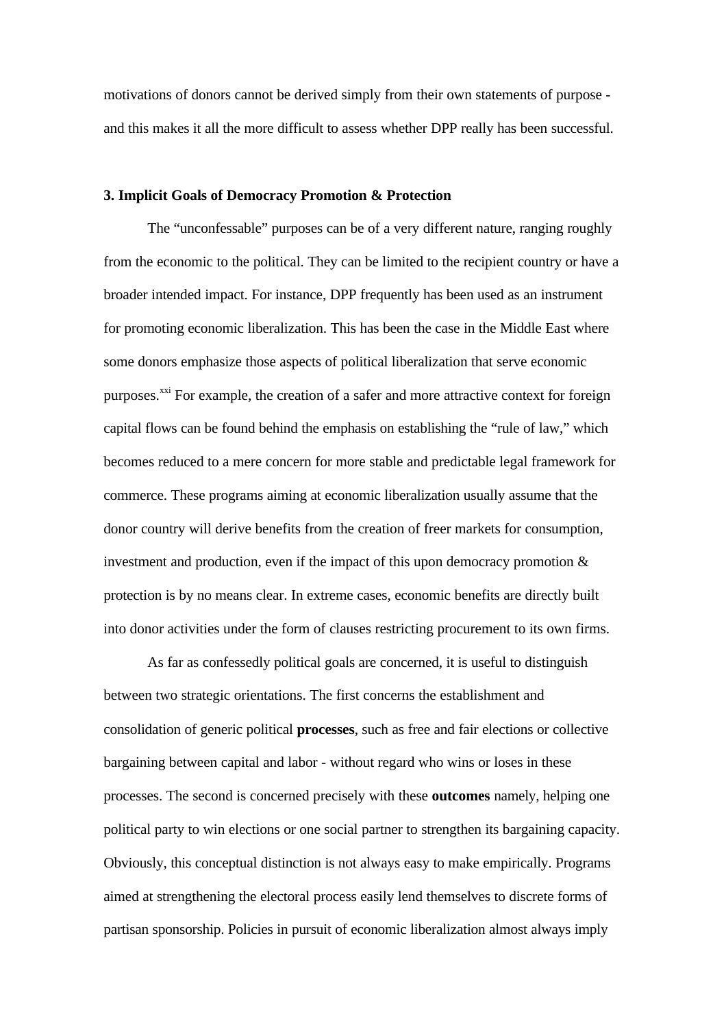motivations of donors cannot be derived simply from their own statements of purpose - and this makes it all the more difficult to assess whether DPP really has been successful.

### 3. Implicit Goals of Democracy Promotion & Protection

The "unconfessable" purposes can be of a very different nature, ranging roughly from the economic to the political. They can be limited to the recipient country or have a broader intended impact. For instance, DPP frequently has been used as an instrument for promoting economic liberalization. This has been the case in the Middle East where some donors emphasize those aspects of political liberalization that serve economic purposes.[xxi] For example, the creation of a safer and more attractive context for foreign capital flows can be found behind the emphasis on establishing the "rule of law," which becomes reduced to a mere concern for more stable and predictable legal framework for commerce. These programs aiming at economic liberalization usually assume that the donor country will derive benefits from the creation of freer markets for consumption, investment and production, even if the impact of this upon democracy promotion & protection is by no means clear. In extreme cases, economic benefits are directly built into donor activities under the form of clauses restricting procurement to its own firms.

As far as confessedly political goals are concerned, it is useful to distinguish between two strategic orientations. The first concerns the establishment and consolidation of generic political **processes**, such as free and fair elections or collective bargaining between capital and labor - without regard who wins or loses in these processes. The second is concerned precisely with these **outcomes** namely, helping one political party to win elections or one social partner to strengthen its bargaining capacity. Obviously, this conceptual distinction is not always easy to make empirically. Programs aimed at strengthening the electoral process easily lend themselves to discrete forms of partisan sponsorship. Policies in pursuit of economic liberalization almost always imply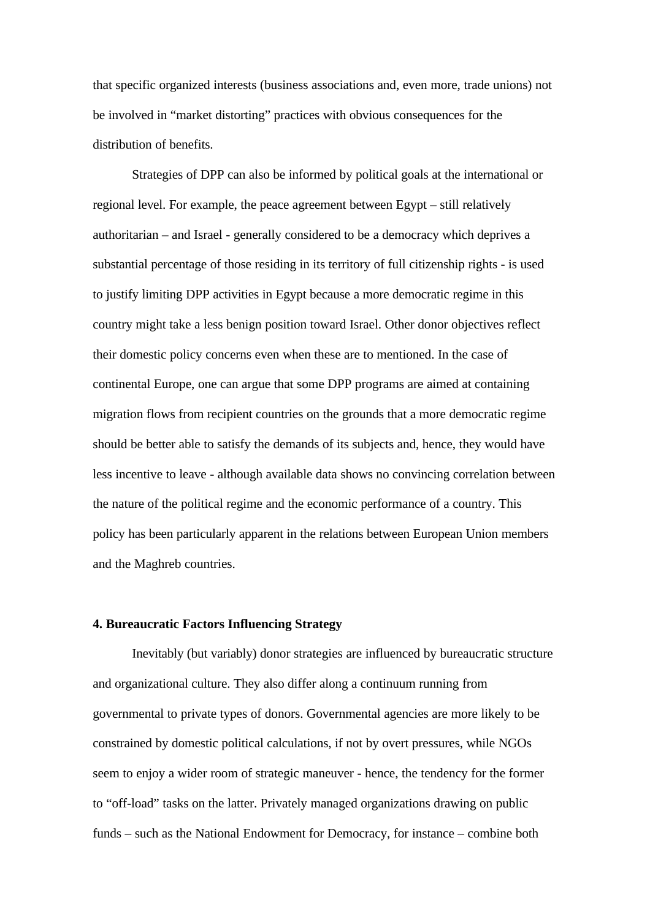that specific organized interests (business associations and, even more, trade unions) not be involved in "market distorting" practices with obvious consequences for the distribution of benefits.

Strategies of DPP can also be informed by political goals at the international or regional level. For example, the peace agreement between Egypt – still relatively authoritarian – and Israel - generally considered to be a democracy which deprives a substantial percentage of those residing in its territory of full citizenship rights - is used to justify limiting DPP activities in Egypt because a more democratic regime in this country might take a less benign position toward Israel. Other donor objectives reflect their domestic policy concerns even when these are to mentioned. In the case of continental Europe, one can argue that some DPP programs are aimed at containing migration flows from recipient countries on the grounds that a more democratic regime should be better able to satisfy the demands of its subjects and, hence, they would have less incentive to leave - although available data shows no convincing correlation between the nature of the political regime and the economic performance of a country. This policy has been particularly apparent in the relations between European Union members and the Maghreb countries.

**4. Bureaucratic Factors Influencing Strategy**

Inevitably (but variably) donor strategies are influenced by bureaucratic structure and organizational culture. They also differ along a continuum running from governmental to private types of donors. Governmental agencies are more likely to be constrained by domestic political calculations, if not by overt pressures, while NGOs seem to enjoy a wider room of strategic maneuver - hence, the tendency for the former to "off-load" tasks on the latter. Privately managed organizations drawing on public funds – such as the National Endowment for Democracy, for instance – combine both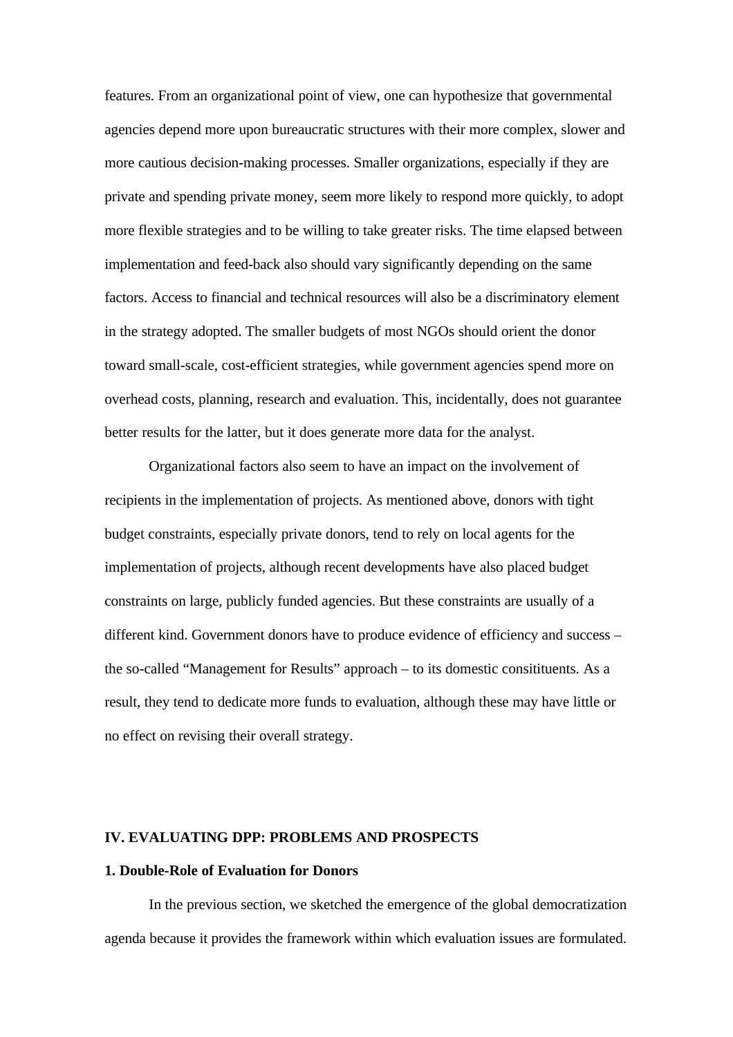features. From an organizational point of view, one can hypothesize that governmental agencies depend more upon bureaucratic structures with their more complex, slower and more cautious decision-making processes. Smaller organizations, especially if they are private and spending private money, seem more likely to respond more quickly, to adopt more flexible strategies and to be willing to take greater risks. The time elapsed between implementation and feed-back also should vary significantly depending on the same factors. Access to financial and technical resources will also be a discriminatory element in the strategy adopted. The smaller budgets of most NGOs should orient the donor toward small-scale, cost-efficient strategies, while government agencies spend more on overhead costs, planning, research and evaluation. This, incidentally, does not guarantee better results for the latter, but it does generate more data for the analyst.

Organizational factors also seem to have an impact on the involvement of recipients in the implementation of projects. As mentioned above, donors with tight budget constraints, especially private donors, tend to rely on local agents for the implementation of projects, although recent developments have also placed budget constraints on large, publicly funded agencies. But these constraints are usually of a different kind. Government donors have to produce evidence of efficiency and success – the so-called "Management for Results" approach – to its domestic consitituents. As a result, they tend to dedicate more funds to evaluation, although these may have little or no effect on revising their overall strategy.

## IV. EVALUATING DPP: PROBLEMS AND PROSPECTS

### 1. Double-Role of Evaluation for Donors

In the previous section, we sketched the emergence of the global democratization agenda because it provides the framework within which evaluation issues are formulated.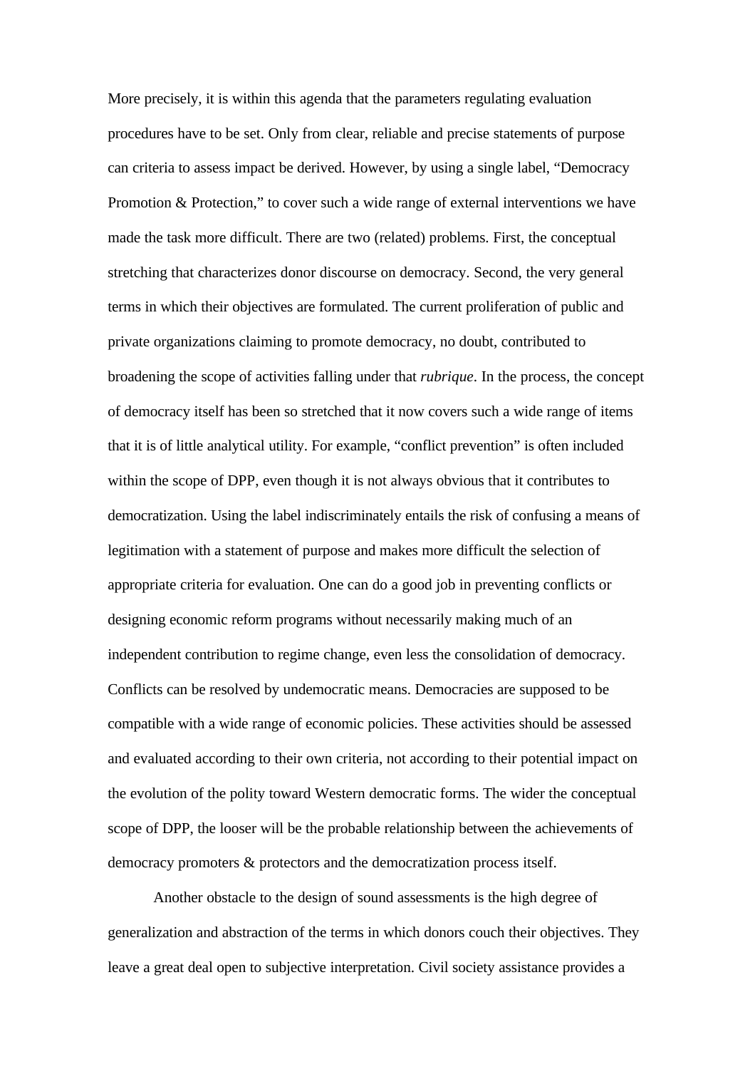More precisely, it is within this agenda that the parameters regulating evaluation procedures have to be set. Only from clear, reliable and precise statements of purpose can criteria to assess impact be derived. However, by using a single label, "Democracy Promotion & Protection," to cover such a wide range of external interventions we have made the task more difficult. There are two (related) problems. First, the conceptual stretching that characterizes donor discourse on democracy. Second, the very general terms in which their objectives are formulated. The current proliferation of public and private organizations claiming to promote democracy, no doubt, contributed to broadening the scope of activities falling under that *rubrique*. In the process, the concept of democracy itself has been so stretched that it now covers such a wide range of items that it is of little analytical utility. For example, "conflict prevention" is often included within the scope of DPP, even though it is not always obvious that it contributes to democratization. Using the label indiscriminately entails the risk of confusing a means of legitimation with a statement of purpose and makes more difficult the selection of appropriate criteria for evaluation. One can do a good job in preventing conflicts or designing economic reform programs without necessarily making much of an independent contribution to regime change, even less the consolidation of democracy. Conflicts can be resolved by undemocratic means. Democracies are supposed to be compatible with a wide range of economic policies. These activities should be assessed and evaluated according to their own criteria, not according to their potential impact on the evolution of the polity toward Western democratic forms. The wider the conceptual scope of DPP, the looser will be the probable relationship between the achievements of democracy promoters & protectors and the democratization process itself.

Another obstacle to the design of sound assessments is the high degree of generalization and abstraction of the terms in which donors couch their objectives. They leave a great deal open to subjective interpretation. Civil society assistance provides a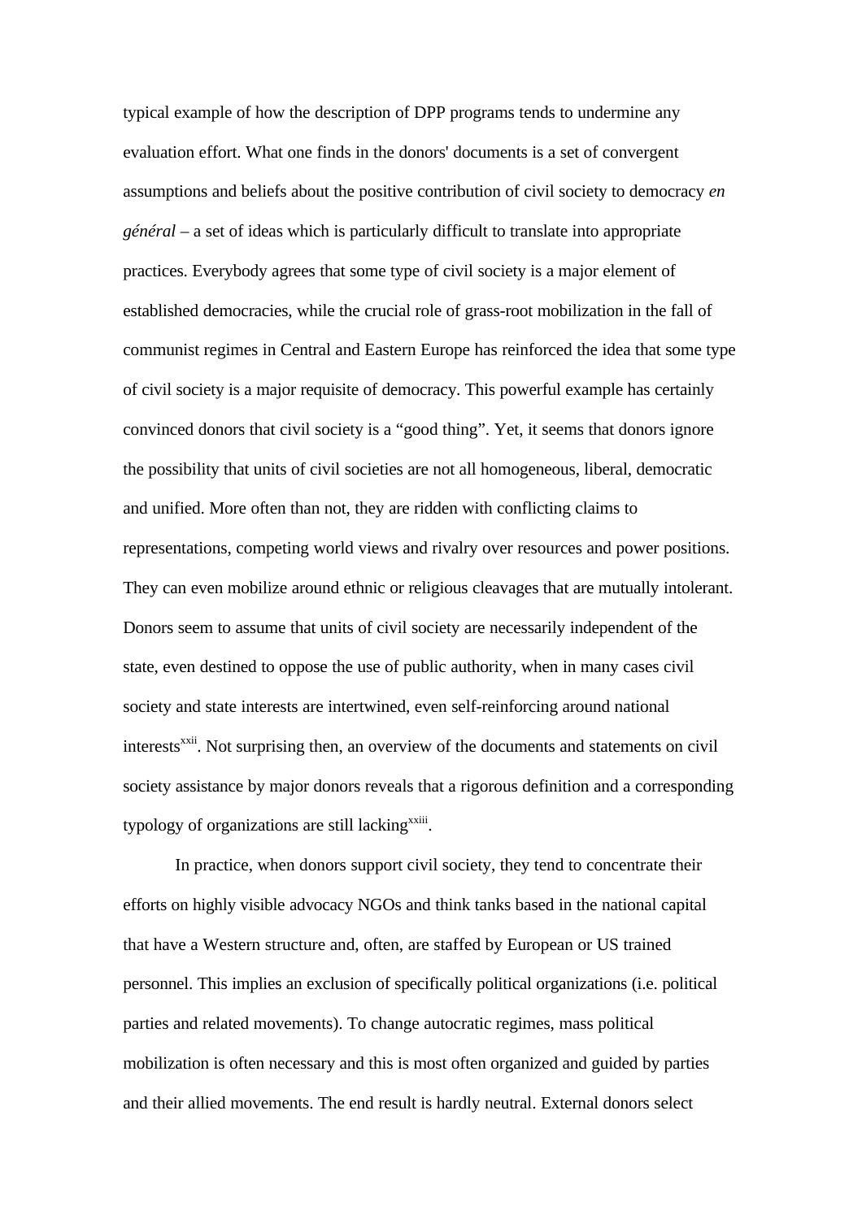typical example of how the description of DPP programs tends to undermine any evaluation effort. What one finds in the donors' documents is a set of convergent assumptions and beliefs about the positive contribution of civil society to democracy *en général* – a set of ideas which is particularly difficult to translate into appropriate practices. Everybody agrees that some type of civil society is a major element of established democracies, while the crucial role of grass-root mobilization in the fall of communist regimes in Central and Eastern Europe has reinforced the idea that some type of civil society is a major requisite of democracy. This powerful example has certainly convinced donors that civil society is a "good thing". Yet, it seems that donors ignore the possibility that units of civil societies are not all homogeneous, liberal, democratic and unified. More often than not, they are ridden with conflicting claims to representations, competing world views and rivalry over resources and power positions. They can even mobilize around ethnic or religious cleavages that are mutually intolerant. Donors seem to assume that units of civil society are necessarily independent of the state, even destined to oppose the use of public authority, when in many cases civil society and state interests are intertwined, even self-reinforcing around national interests[xxii]. Not surprising then, an overview of the documents and statements on civil society assistance by major donors reveals that a rigorous definition and a corresponding typology of organizations are still lacking[xxiii].

In practice, when donors support civil society, they tend to concentrate their efforts on highly visible advocacy NGOs and think tanks based in the national capital that have a Western structure and, often, are staffed by European or US trained personnel. This implies an exclusion of specifically political organizations (i.e. political parties and related movements). To change autocratic regimes, mass political mobilization is often necessary and this is most often organized and guided by parties and their allied movements. The end result is hardly neutral. External donors select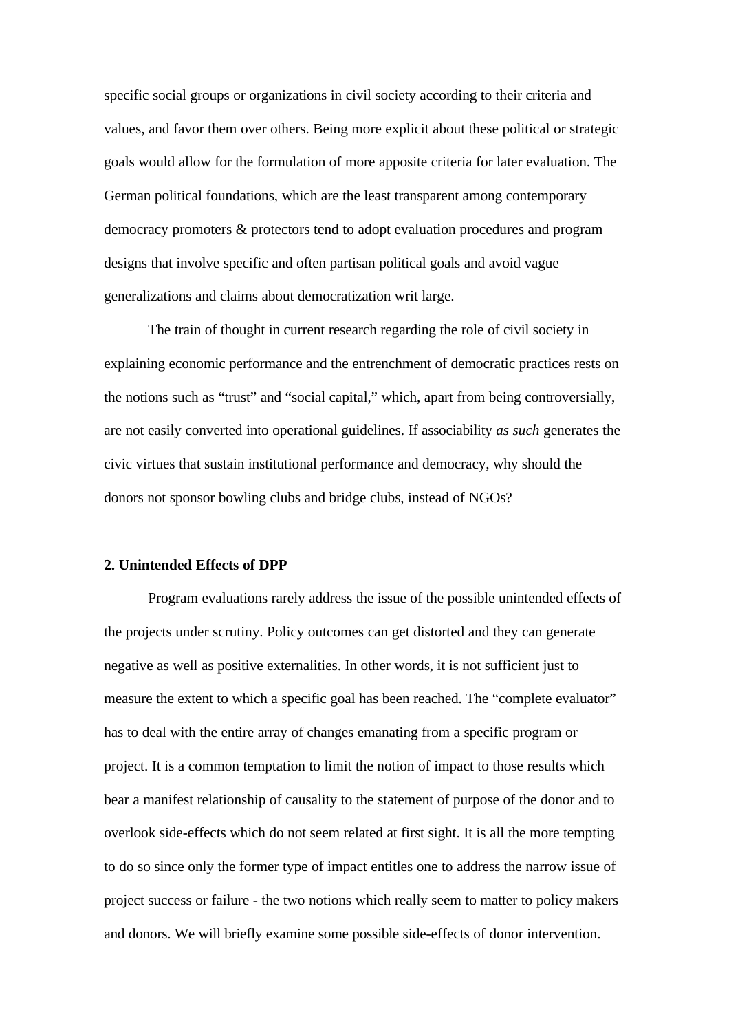specific social groups or organizations in civil society according to their criteria and values, and favor them over others. Being more explicit about these political or strategic goals would allow for the formulation of more apposite criteria for later evaluation. The German political foundations, which are the least transparent among contemporary democracy promoters & protectors tend to adopt evaluation procedures and program designs that involve specific and often partisan political goals and avoid vague generalizations and claims about democratization writ large.

The train of thought in current research regarding the role of civil society in explaining economic performance and the entrenchment of democratic practices rests on the notions such as "trust" and "social capital," which, apart from being controversially, are not easily converted into operational guidelines. If associability *as such* generates the civic virtues that sustain institutional performance and democracy, why should the donors not sponsor bowling clubs and bridge clubs, instead of NGOs?

**2. Unintended Effects of DPP**

Program evaluations rarely address the issue of the possible unintended effects of the projects under scrutiny. Policy outcomes can get distorted and they can generate negative as well as positive externalities. In other words, it is not sufficient just to measure the extent to which a specific goal has been reached. The "complete evaluator" has to deal with the entire array of changes emanating from a specific program or project. It is a common temptation to limit the notion of impact to those results which bear a manifest relationship of causality to the statement of purpose of the donor and to overlook side-effects which do not seem related at first sight. It is all the more tempting to do so since only the former type of impact entitles one to address the narrow issue of project success or failure - the two notions which really seem to matter to policy makers and donors. We will briefly examine some possible side-effects of donor intervention.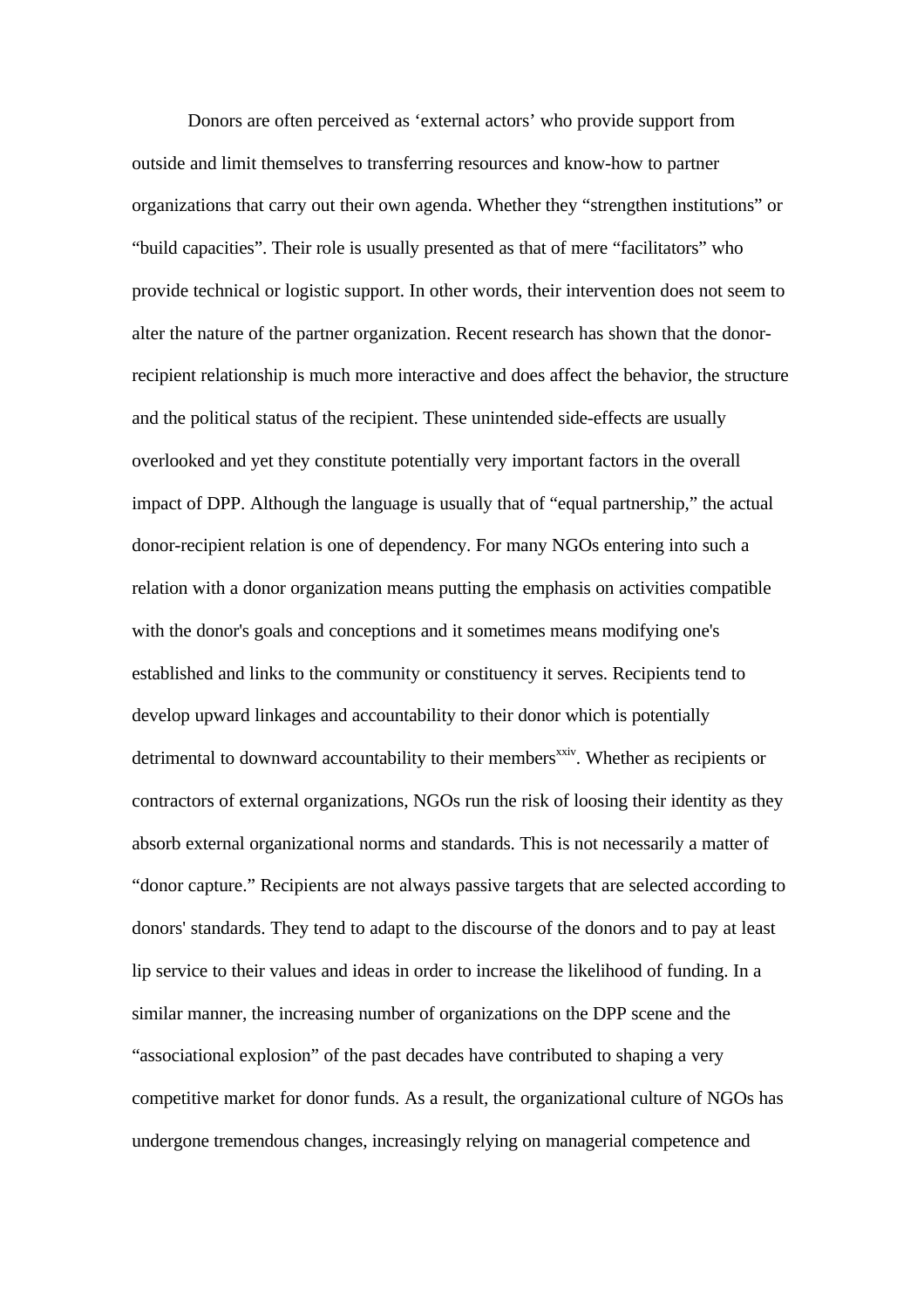Donors are often perceived as 'external actors' who provide support from outside and limit themselves to transferring resources and know-how to partner organizations that carry out their own agenda. Whether they "strengthen institutions" or "build capacities". Their role is usually presented as that of mere "facilitators" who provide technical or logistic support. In other words, their intervention does not seem to alter the nature of the partner organization. Recent research has shown that the donor-recipient relationship is much more interactive and does affect the behavior, the structure and the political status of the recipient. These unintended side-effects are usually overlooked and yet they constitute potentially very important factors in the overall impact of DPP. Although the language is usually that of "equal partnership," the actual donor-recipient relation is one of dependency. For many NGOs entering into such a relation with a donor organization means putting the emphasis on activities compatible with the donor's goals and conceptions and it sometimes means modifying one's established and links to the community or constituency it serves. Recipients tend to develop upward linkages and accountability to their donor which is potentially detrimental to downward accountability to their members[xxiv]. Whether as recipients or contractors of external organizations, NGOs run the risk of loosing their identity as they absorb external organizational norms and standards. This is not necessarily a matter of "donor capture." Recipients are not always passive targets that are selected according to donors' standards. They tend to adapt to the discourse of the donors and to pay at least lip service to their values and ideas in order to increase the likelihood of funding. In a similar manner, the increasing number of organizations on the DPP scene and the "associational explosion" of the past decades have contributed to shaping a very competitive market for donor funds. As a result, the organizational culture of NGOs has undergone tremendous changes, increasingly relying on managerial competence and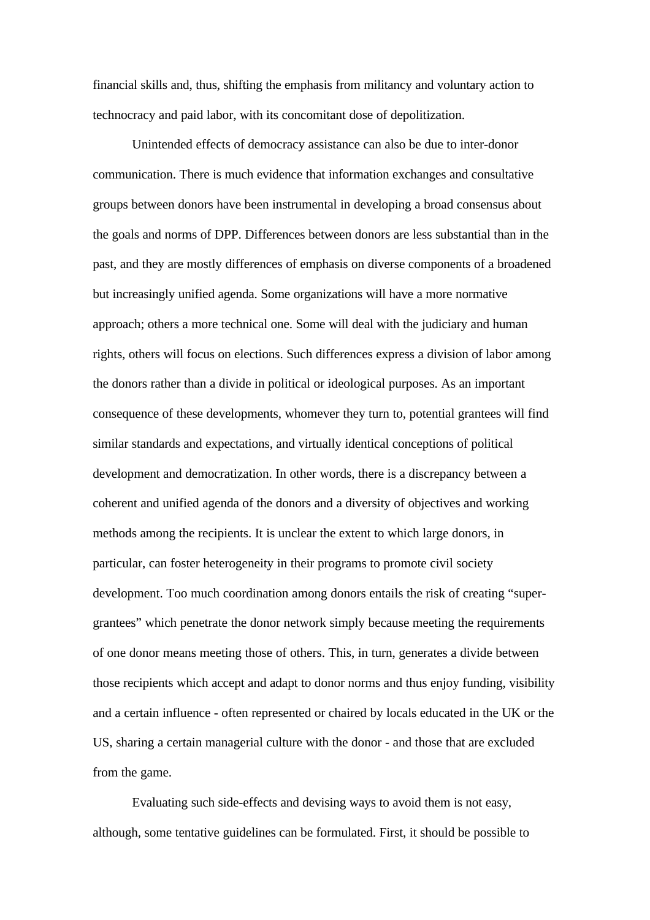financial skills and, thus, shifting the emphasis from militancy and voluntary action to technocracy and paid labor, with its concomitant dose of depolitization.

Unintended effects of democracy assistance can also be due to inter-donor communication. There is much evidence that information exchanges and consultative groups between donors have been instrumental in developing a broad consensus about the goals and norms of DPP. Differences between donors are less substantial than in the past, and they are mostly differences of emphasis on diverse components of a broadened but increasingly unified agenda. Some organizations will have a more normative approach; others a more technical one. Some will deal with the judiciary and human rights, others will focus on elections. Such differences express a division of labor among the donors rather than a divide in political or ideological purposes. As an important consequence of these developments, whomever they turn to, potential grantees will find similar standards and expectations, and virtually identical conceptions of political development and democratization. In other words, there is a discrepancy between a coherent and unified agenda of the donors and a diversity of objectives and working methods among the recipients. It is unclear the extent to which large donors, in particular, can foster heterogeneity in their programs to promote civil society development. Too much coordination among donors entails the risk of creating "super-grantees" which penetrate the donor network simply because meeting the requirements of one donor means meeting those of others. This, in turn, generates a divide between those recipients which accept and adapt to donor norms and thus enjoy funding, visibility and a certain influence - often represented or chaired by locals educated in the UK or the US, sharing a certain managerial culture with the donor - and those that are excluded from the game.

Evaluating such side-effects and devising ways to avoid them is not easy, although, some tentative guidelines can be formulated. First, it should be possible to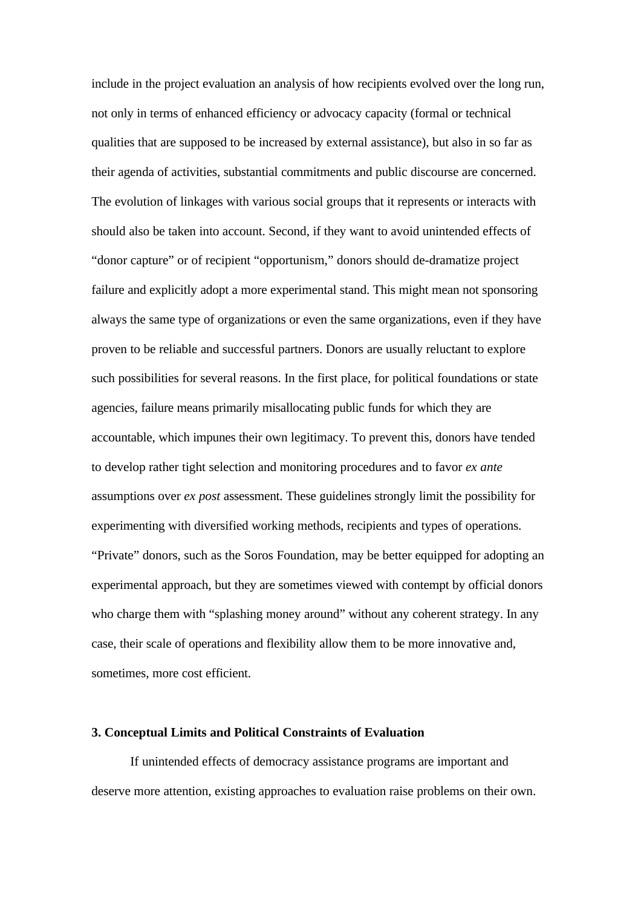include in the project evaluation an analysis of how recipients evolved over the long run, not only in terms of enhanced efficiency or advocacy capacity (formal or technical qualities that are supposed to be increased by external assistance), but also in so far as their agenda of activities, substantial commitments and public discourse are concerned. The evolution of linkages with various social groups that it represents or interacts with should also be taken into account. Second, if they want to avoid unintended effects of "donor capture" or of recipient "opportunism," donors should de-dramatize project failure and explicitly adopt a more experimental stand. This might mean not sponsoring always the same type of organizations or even the same organizations, even if they have proven to be reliable and successful partners. Donors are usually reluctant to explore such possibilities for several reasons. In the first place, for political foundations or state agencies, failure means primarily misallocating public funds for which they are accountable, which impunes their own legitimacy. To prevent this, donors have tended to develop rather tight selection and monitoring procedures and to favor *ex ante* assumptions over *ex post* assessment. These guidelines strongly limit the possibility for experimenting with diversified working methods, recipients and types of operations. "Private" donors, such as the Soros Foundation, may be better equipped for adopting an experimental approach, but they are sometimes viewed with contempt by official donors who charge them with "splashing money around" without any coherent strategy. In any case, their scale of operations and flexibility allow them to be more innovative and, sometimes, more cost efficient.

### 3. Conceptual Limits and Political Constraints of Evaluation

If unintended effects of democracy assistance programs are important and deserve more attention, existing approaches to evaluation raise problems on their own.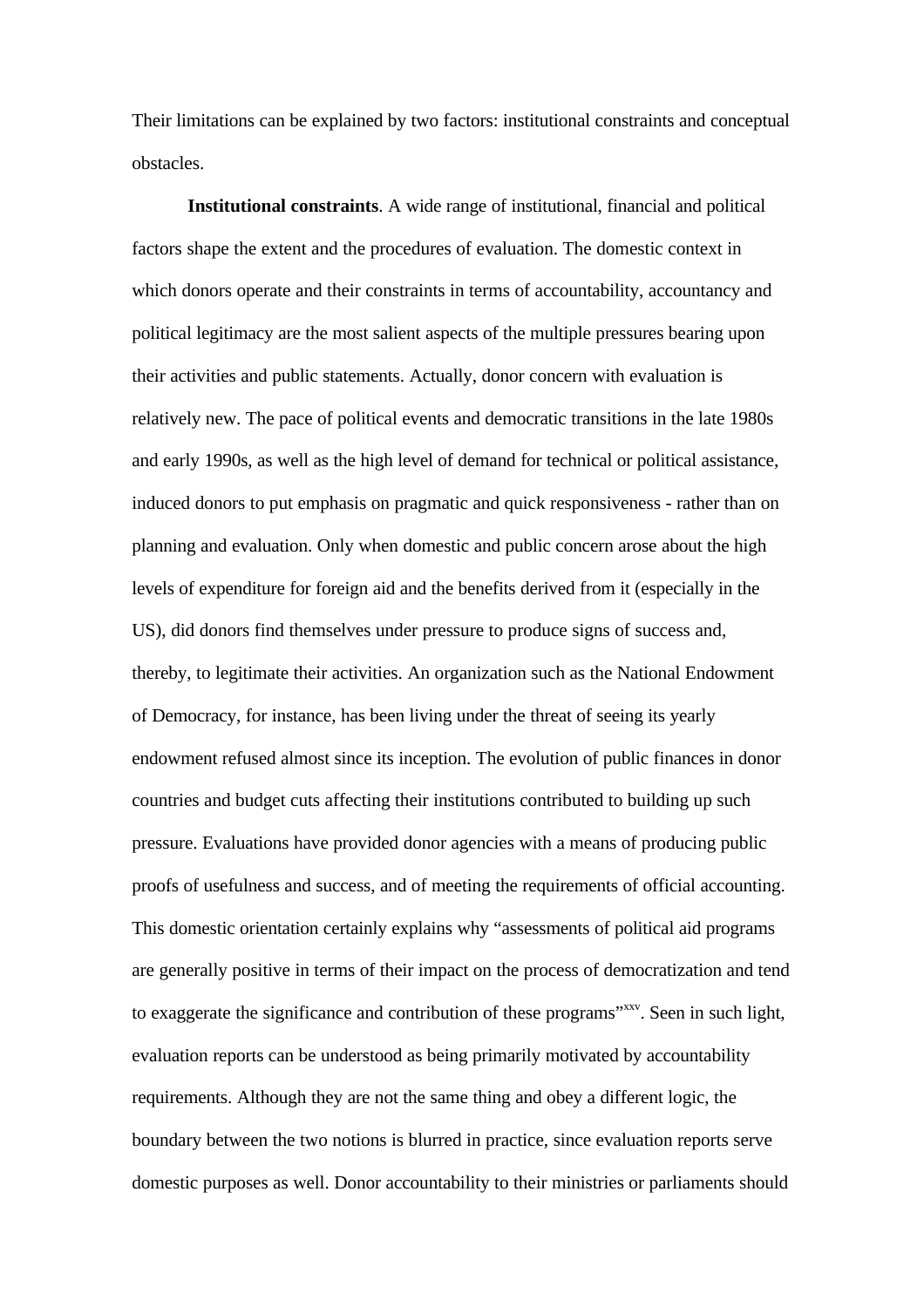Their limitations can be explained by two factors: institutional constraints and conceptual obstacles.

**Institutional constraints**. A wide range of institutional, financial and political factors shape the extent and the procedures of evaluation. The domestic context in which donors operate and their constraints in terms of accountability, accountancy and political legitimacy are the most salient aspects of the multiple pressures bearing upon their activities and public statements. Actually, donor concern with evaluation is relatively new. The pace of political events and democratic transitions in the late 1980s and early 1990s, as well as the high level of demand for technical or political assistance, induced donors to put emphasis on pragmatic and quick responsiveness - rather than on planning and evaluation. Only when domestic and public concern arose about the high levels of expenditure for foreign aid and the benefits derived from it (especially in the US), did donors find themselves under pressure to produce signs of success and, thereby, to legitimate their activities. An organization such as the National Endowment of Democracy, for instance, has been living under the threat of seeing its yearly endowment refused almost since its inception. The evolution of public finances in donor countries and budget cuts affecting their institutions contributed to building up such pressure. Evaluations have provided donor agencies with a means of producing public proofs of usefulness and success, and of meeting the requirements of official accounting. This domestic orientation certainly explains why "assessments of political aid programs are generally positive in terms of their impact on the process of democratization and tend to exaggerate the significance and contribution of these programs"[xxv]. Seen in such light, evaluation reports can be understood as being primarily motivated by accountability requirements. Although they are not the same thing and obey a different logic, the boundary between the two notions is blurred in practice, since evaluation reports serve domestic purposes as well. Donor accountability to their ministries or parliaments should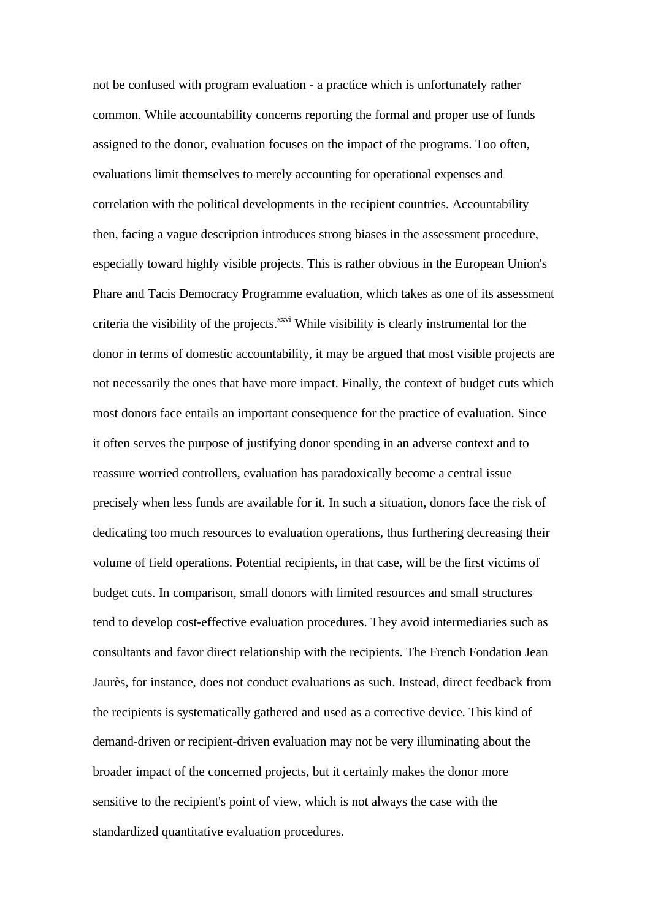not be confused with program evaluation - a practice which is unfortunately rather common. While accountability concerns reporting the formal and proper use of funds assigned to the donor, evaluation focuses on the impact of the programs. Too often, evaluations limit themselves to merely accounting for operational expenses and correlation with the political developments in the recipient countries. Accountability then, facing a vague description introduces strong biases in the assessment procedure, especially toward highly visible projects. This is rather obvious in the European Union's Phare and Tacis Democracy Programme evaluation, which takes as one of its assessment criteria the visibility of the projects.[xxvi] While visibility is clearly instrumental for the donor in terms of domestic accountability, it may be argued that most visible projects are not necessarily the ones that have more impact. Finally, the context of budget cuts which most donors face entails an important consequence for the practice of evaluation. Since it often serves the purpose of justifying donor spending in an adverse context and to reassure worried controllers, evaluation has paradoxically become a central issue precisely when less funds are available for it. In such a situation, donors face the risk of dedicating too much resources to evaluation operations, thus furthering decreasing their volume of field operations. Potential recipients, in that case, will be the first victims of budget cuts. In comparison, small donors with limited resources and small structures tend to develop cost-effective evaluation procedures. They avoid intermediaries such as consultants and favor direct relationship with the recipients. The French Fondation Jean Jaurès, for instance, does not conduct evaluations as such. Instead, direct feedback from the recipients is systematically gathered and used as a corrective device. This kind of demand-driven or recipient-driven evaluation may not be very illuminating about the broader impact of the concerned projects, but it certainly makes the donor more sensitive to the recipient's point of view, which is not always the case with the standardized quantitative evaluation procedures.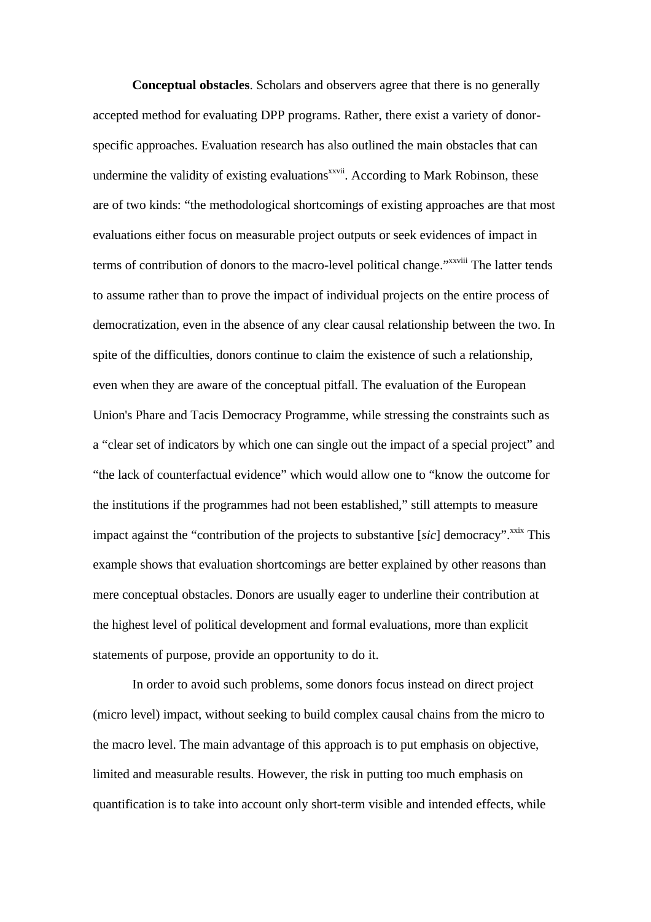**Conceptual obstacles**. Scholars and observers agree that there is no generally accepted method for evaluating DPP programs. Rather, there exist a variety of donor-specific approaches. Evaluation research has also outlined the main obstacles that can undermine the validity of existing evaluations[xxvii]. According to Mark Robinson, these are of two kinds: "the methodological shortcomings of existing approaches are that most evaluations either focus on measurable project outputs or seek evidences of impact in terms of contribution of donors to the macro-level political change."[xxviii] The latter tends to assume rather than to prove the impact of individual projects on the entire process of democratization, even in the absence of any clear causal relationship between the two. In spite of the difficulties, donors continue to claim the existence of such a relationship, even when they are aware of the conceptual pitfall. The evaluation of the European Union's Phare and Tacis Democracy Programme, while stressing the constraints such as a "clear set of indicators by which one can single out the impact of a special project" and "the lack of counterfactual evidence" which would allow one to "know the outcome for the institutions if the programmes had not been established," still attempts to measure impact against the "contribution of the projects to substantive [*sic*] democracy".[xxix] This example shows that evaluation shortcomings are better explained by other reasons than mere conceptual obstacles. Donors are usually eager to underline their contribution at the highest level of political development and formal evaluations, more than explicit statements of purpose, provide an opportunity to do it.

In order to avoid such problems, some donors focus instead on direct project (micro level) impact, without seeking to build complex causal chains from the micro to the macro level. The main advantage of this approach is to put emphasis on objective, limited and measurable results. However, the risk in putting too much emphasis on quantification is to take into account only short-term visible and intended effects, while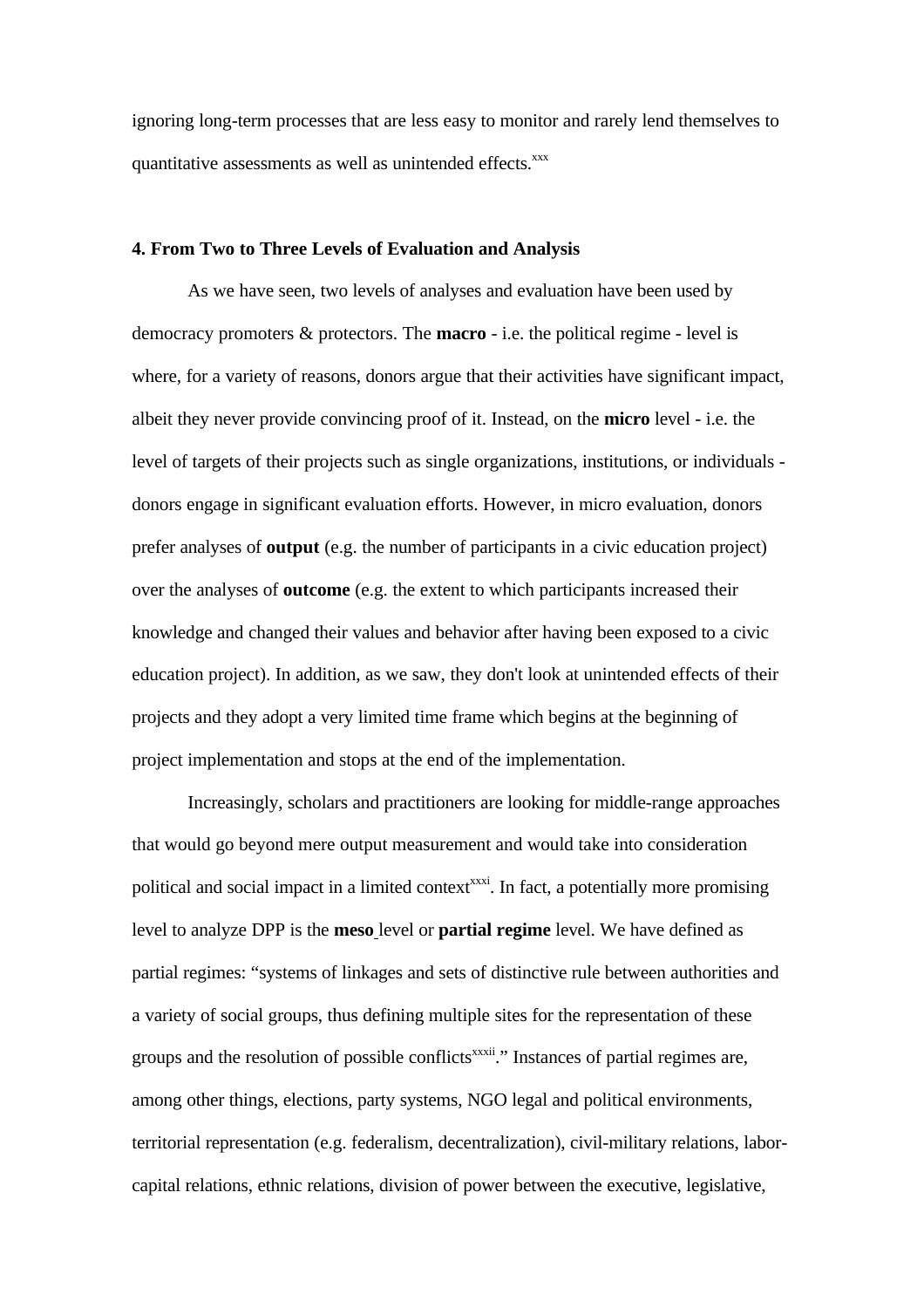ignoring long-term processes that are less easy to monitor and rarely lend themselves to quantitative assessments as well as unintended effects.[xxx]

**4. From Two to Three Levels of Evaluation and Analysis**

As we have seen, two levels of analyses and evaluation have been used by democracy promoters & protectors. The **macro** - i.e. the political regime - level is where, for a variety of reasons, donors argue that their activities have significant impact, albeit they never provide convincing proof of it. Instead, on the **micro** level - i.e. the level of targets of their projects such as single organizations, institutions, or individuals - donors engage in significant evaluation efforts. However, in micro evaluation, donors prefer analyses of **output** (e.g. the number of participants in a civic education project) over the analyses of **outcome** (e.g. the extent to which participants increased their knowledge and changed their values and behavior after having been exposed to a civic education project). In addition, as we saw, they don't look at unintended effects of their projects and they adopt a very limited time frame which begins at the beginning of project implementation and stops at the end of the implementation.

Increasingly, scholars and practitioners are looking for middle-range approaches that would go beyond mere output measurement and would take into consideration political and social impact in a limited context[xxxi]. In fact, a potentially more promising level to analyze DPP is the **meso** level or **partial regime** level. We have defined as partial regimes: "systems of linkages and sets of distinctive rule between authorities and a variety of social groups, thus defining multiple sites for the representation of these groups and the resolution of possible conflicts[xxxii]." Instances of partial regimes are, among other things, elections, party systems, NGO legal and political environments, territorial representation (e.g. federalism, decentralization), civil-military relations, labor-capital relations, ethnic relations, division of power between the executive, legislative,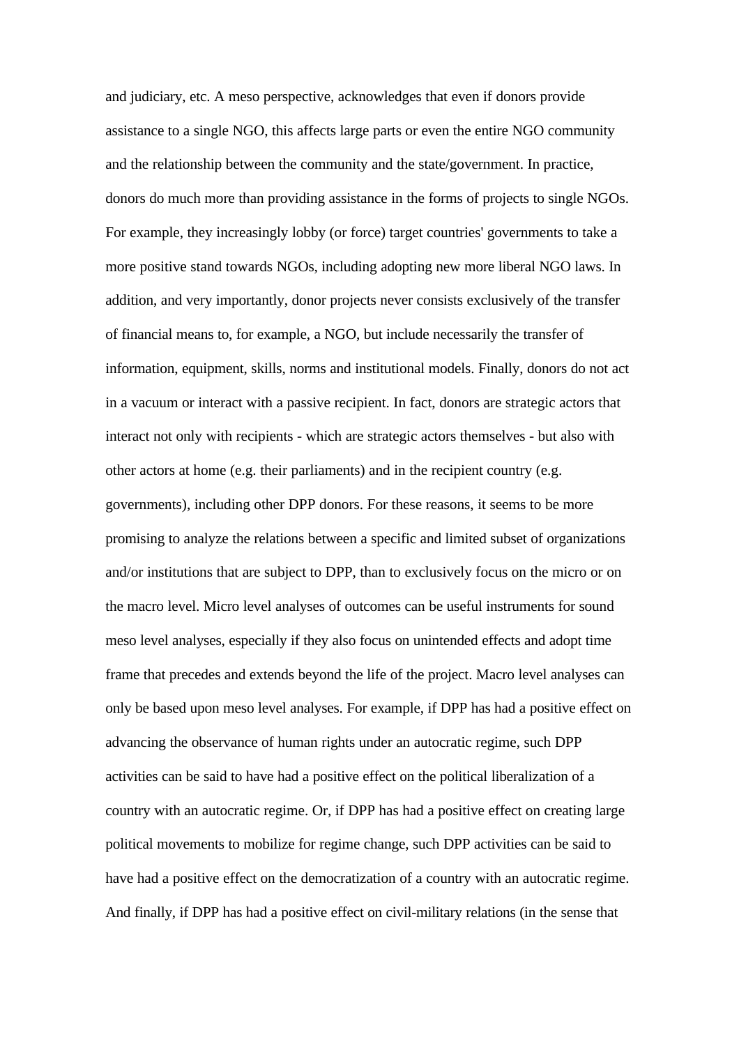and judiciary, etc. A meso perspective, acknowledges that even if donors provide assistance to a single NGO, this affects large parts or even the entire NGO community and the relationship between the community and the state/government. In practice, donors do much more than providing assistance in the forms of projects to single NGOs. For example, they increasingly lobby (or force) target countries' governments to take a more positive stand towards NGOs, including adopting new more liberal NGO laws. In addition, and very importantly, donor projects never consists exclusively of the transfer of financial means to, for example, a NGO, but include necessarily the transfer of information, equipment, skills, norms and institutional models. Finally, donors do not act in a vacuum or interact with a passive recipient. In fact, donors are strategic actors that interact not only with recipients - which are strategic actors themselves - but also with other actors at home (e.g. their parliaments) and in the recipient country (e.g. governments), including other DPP donors. For these reasons, it seems to be more promising to analyze the relations between a specific and limited subset of organizations and/or institutions that are subject to DPP, than to exclusively focus on the micro or on the macro level. Micro level analyses of outcomes can be useful instruments for sound meso level analyses, especially if they also focus on unintended effects and adopt time frame that precedes and extends beyond the life of the project. Macro level analyses can only be based upon meso level analyses. For example, if DPP has had a positive effect on advancing the observance of human rights under an autocratic regime, such DPP activities can be said to have had a positive effect on the political liberalization of a country with an autocratic regime. Or, if DPP has had a positive effect on creating large political movements to mobilize for regime change, such DPP activities can be said to have had a positive effect on the democratization of a country with an autocratic regime. And finally, if DPP has had a positive effect on civil-military relations (in the sense that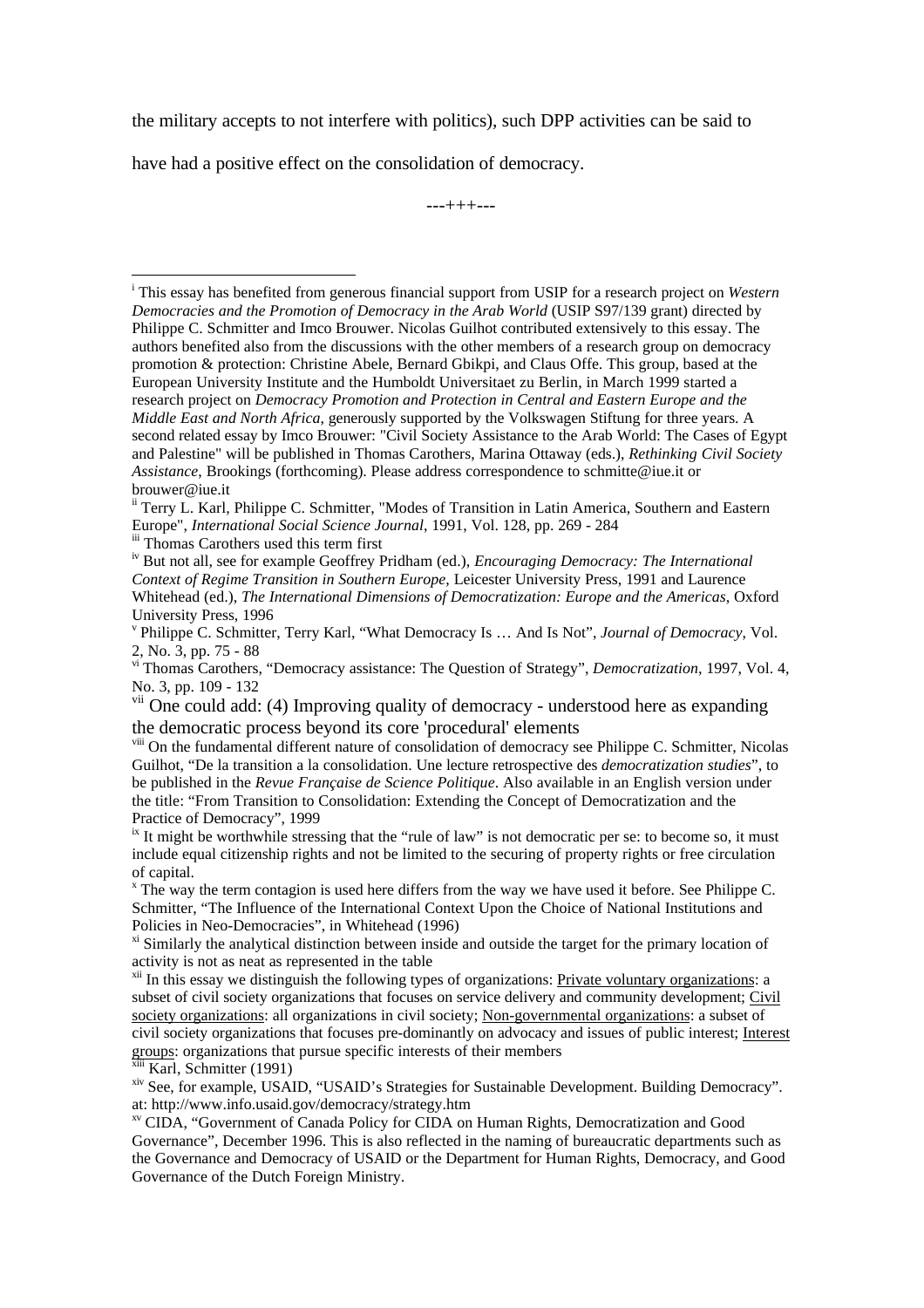the military accepts to not interfere with politics), such DPP activities can be said to have had a positive effect on the consolidation of democracy.

---+++---

---

[i] This essay has benefited from generous financial support from USIP for a research project on *Western Democracies and the Promotion of Democracy in the Arab World* (USIP S97/139 grant) directed by Philippe C. Schmitter and Imco Brouwer. Nicolas Guilhot contributed extensively to this essay. The authors benefited also from the discussions with the other members of a research group on democracy promotion & protection: Christine Abele, Bernard Gbikpi, and Claus Offe. This group, based at the European University Institute and the Humboldt Universitaet zu Berlin, in March 1999 started a research project on *Democracy Promotion and Protection in Central and Eastern Europe and the Middle East and North Africa*, generously supported by the Volkswagen Stiftung for three years. A second related essay by Imco Brouwer: "Civil Society Assistance to the Arab World: The Cases of Egypt and Palestine" will be published in Thomas Carothers, Marina Ottaway (eds.), *Rethinking Civil Society Assistance*, Brookings (forthcoming). Please address correspondence to schmitte@iue.it or brouwer@iue.it

[ii] Terry L. Karl, Philippe C. Schmitter, "Modes of Transition in Latin America, Southern and Eastern Europe", *International Social Science Journal*, 1991, Vol. 128, pp. 269 - 284

[iii] Thomas Carothers used this term first

[iv] But not all, see for example Geoffrey Pridham (ed.), *Encouraging Democracy: The International Context of Regime Transition in Southern Europe*, Leicester University Press, 1991 and Laurence Whitehead (ed.), *The International Dimensions of Democratization: Europe and the Americas*, Oxford University Press, 1996

[v] Philippe C. Schmitter, Terry Karl, "What Democracy Is … And Is Not", *Journal of Democracy*, Vol. 2, No. 3, pp. 75 - 88

[vi] Thomas Carothers, "Democracy assistance: The Question of Strategy", *Democratization*, 1997, Vol. 4, No. 3, pp. 109 - 132

[vii] One could add: (4) Improving quality of democracy - understood here as expanding the democratic process beyond its core 'procedural' elements

[viii] On the fundamental different nature of consolidation of democracy see Philippe C. Schmitter, Nicolas Guilhot, "De la transition a la consolidation. Une lecture retrospective des *democratization studies*", to be published in the *Revue Française de Science Politique*. Also available in an English version under the title: "From Transition to Consolidation: Extending the Concept of Democratization and the Practice of Democracy", 1999

[ix] It might be worthwhile stressing that the "rule of law" is not democratic per se: to become so, it must include equal citizenship rights and not be limited to the securing of property rights or free circulation of capital.

[x] The way the term contagion is used here differs from the way we have used it before. See Philippe C. Schmitter, "The Influence of the International Context Upon the Choice of National Institutions and Policies in Neo-Democracies", in Whitehead (1996)

[xi] Similarly the analytical distinction between inside and outside the target for the primary location of activity is not as neat as represented in the table

[xii] In this essay we distinguish the following types of organizations: Private voluntary organizations: a subset of civil society organizations that focuses on service delivery and community development; Civil society organizations: all organizations in civil society; Non-governmental organizations: a subset of civil society organizations that focuses pre-dominantly on advocacy and issues of public interest; Interest groups: organizations that pursue specific interests of their members

[xiii] Karl, Schmitter (1991)

[xiv] See, for example, USAID, "USAID's Strategies for Sustainable Development. Building Democracy". at: http://www.info.usaid.gov/democracy/strategy.htm

[xv] CIDA, "Government of Canada Policy for CIDA on Human Rights, Democratization and Good Governance", December 1996. This is also reflected in the naming of bureaucratic departments such as the Governance and Democracy of USAID or the Department for Human Rights, Democracy, and Good Governance of the Dutch Foreign Ministry.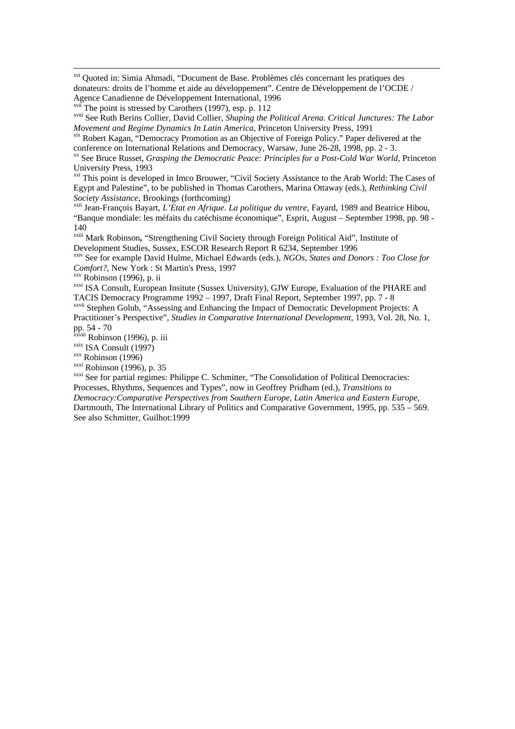[xvi] Quoted in: Simia Ahmadi, "Document de Base. Problèmes clés concernant les pratiques des donateurs: droits de l'homme et aide au développement". Centre de Développement de l'OCDE / Agence Canadienne de Développement International, 1996

[xvii] The point is stressed by Carothers (1997), esp. p. 112

[xviii] See Ruth Berins Collier, David Collier, *Shaping the Political Arena. Critical Junctures: The Labor Movement and Regime Dynamics In Latin America*, Princeton University Press, 1991

[xix] Robert Kagan, "Democracy Promotion as an Objective of Foreign Policy." Paper delivered at the conference on International Relations and Democracy, Warsaw, June 26-28, 1998, pp. 2 - 3.

[xx] See Bruce Russet, *Grasping the Democratic Peace: Principles for a Post-Cold War World*, Princeton University Press, 1993

[xxi] This point is developed in Imco Brouwer, "Civil Society Assistance to the Arab World: The Cases of Egypt and Palestine", to be published in Thomas Carothers, Marina Ottaway (eds.), *Rethinking Civil Society Assistance*, Brookings (forthcoming)

[xxii] Jean-François Bayart, *L'Etat en Afrique. La politique du ventre*, Fayard, 1989 and Beatrice Hibou, "Banque mondiale: les méfaits du catéchisme économique", Esprit, August – September 1998, pp. 98 - 140

[xxiii] Mark Robinson**,** "Strengthening Civil Society through Foreign Political Aid", Institute of Development Studies, Sussex, ESCOR Research Report R 6234, September 1996

[xxiv] See for example David Hulme, Michael Edwards (eds.), *NGOs, States and Donors : Too Close for Comfort?*, New York : St Martin's Press, 1997

[xxv] Robinson (1996), p. ii

[xxvi] ISA Consult, European Insitute (Sussex University), GJW Europe, Evaluation of the PHARE and TACIS Democracy Programme 1992 – 1997, Draft Final Report, September 1997, pp. 7 - 8

[xxvii] Stephen Golub, "Assessing and Enhancing the Impact of Democratic Development Projects: A Practitioner's Perspective", *Studies in Comparative International Development*, 1993, Vol. 28, No. 1, pp. 54 - 70

[xxviii] Robinson (1996), p. iii

[xxix] ISA Consult (1997)

[xxx] Robinson (1996)

[xxxi] Robinson (1996), p. 35

[xxxi] See for partial regimes: Philippe C. Schmitter, "The Consolidation of Political Democracies: Processes, Rhythms, Sequences and Types", now in Geoffrey Pridham (ed.), *Transitions to Democracy:Comparative Perspectives from Southern Europe, Latin America and Eastern Europe*, Dartmouth, The International Library of Politics and Comparative Government, 1995, pp. 535 – 569. See also Schmitter, Guilhot:1999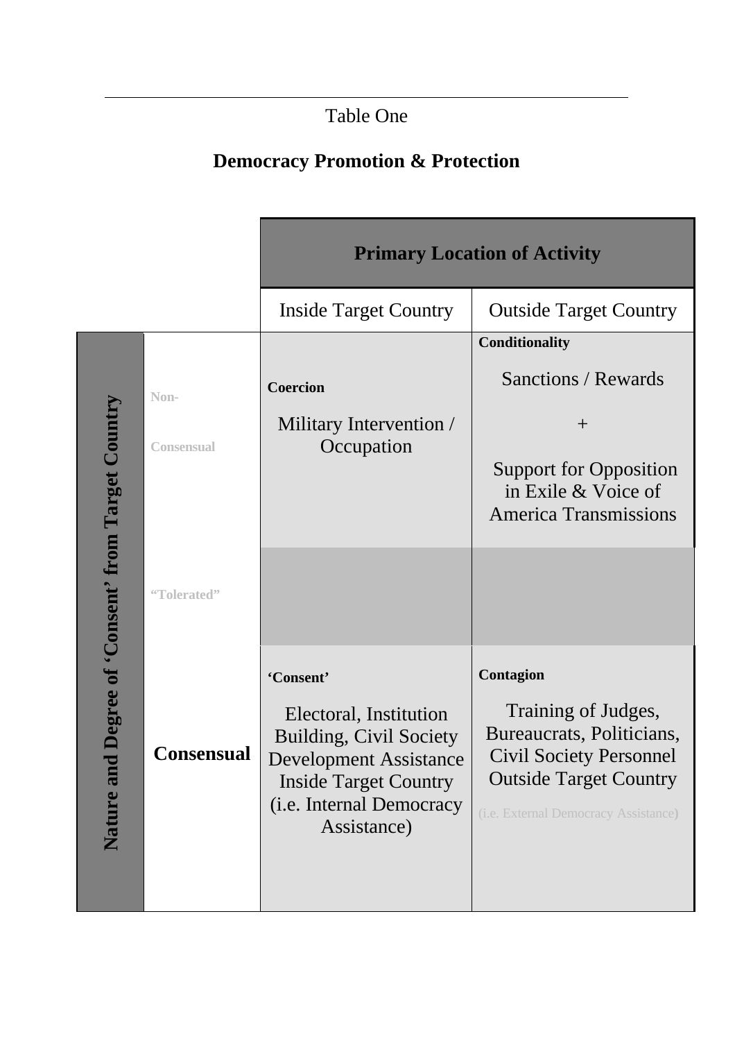Table One

**Democracy Promotion & Protection**

| Nature and Degree of 'Consent' from Target Country | | Primary Location of Activity | |
|---|---|---|---|
| | | Inside Target Country | Outside Target Country |
| | Non-Consensual | **Coercion** Military Intervention / Occupation | **Conditionality** Sanctions / Rewards + Support for Opposition in Exile & Voice of America Transmissions |
| | "Tolerated" | | |
| | Consensual | **'Consent'** Electoral, Institution Building, Civil Society Development Assistance Inside Target Country (i.e. Internal Democracy Assistance) | **Contagion** Training of Judges, Bureaucrats, Politicians, Civil Society Personnel Outside Target Country (i.e. External Democracy Assistance) |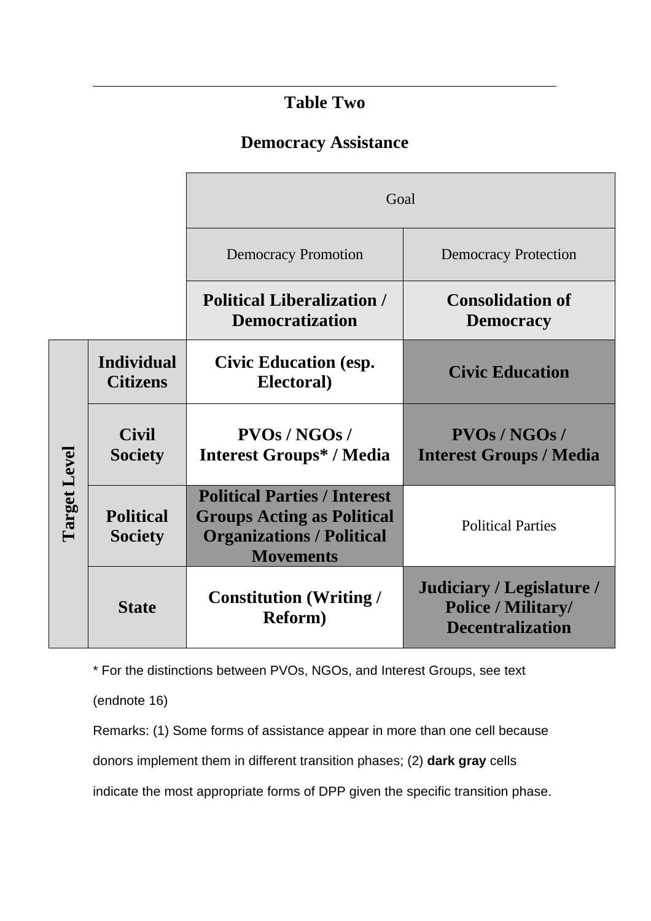## Table Two

### Democracy Assistance

| | | Goal | |
|---|---|---|---|
| | | Democracy Promotion | Democracy Protection |
| | | **Political Liberalization / Democratization** | **Consolidation of Democracy** |
| **Target Level** | **Individual Citizens** | **Civic Education (esp. Electoral)** | **Civic Education** |
| | **Civil Society** | **PVOs / NGOs / Interest Groups* / Media** | **PVOs / NGOs / Interest Groups / Media** |
| | **Political Society** | **Political Parties / Interest Groups Acting as Political Organizations / Political Movements** | Political Parties |
| | **State** | **Constitution (Writing / Reform)** | **Judiciary / Legislature / Police / Military/ Decentralization** |

\* For the distinctions between PVOs, NGOs, and Interest Groups, see text (endnote 16)

Remarks: (1) Some forms of assistance appear in more than one cell because donors implement them in different transition phases; (2) **dark gray** cells indicate the most appropriate forms of DPP given the specific transition phase.